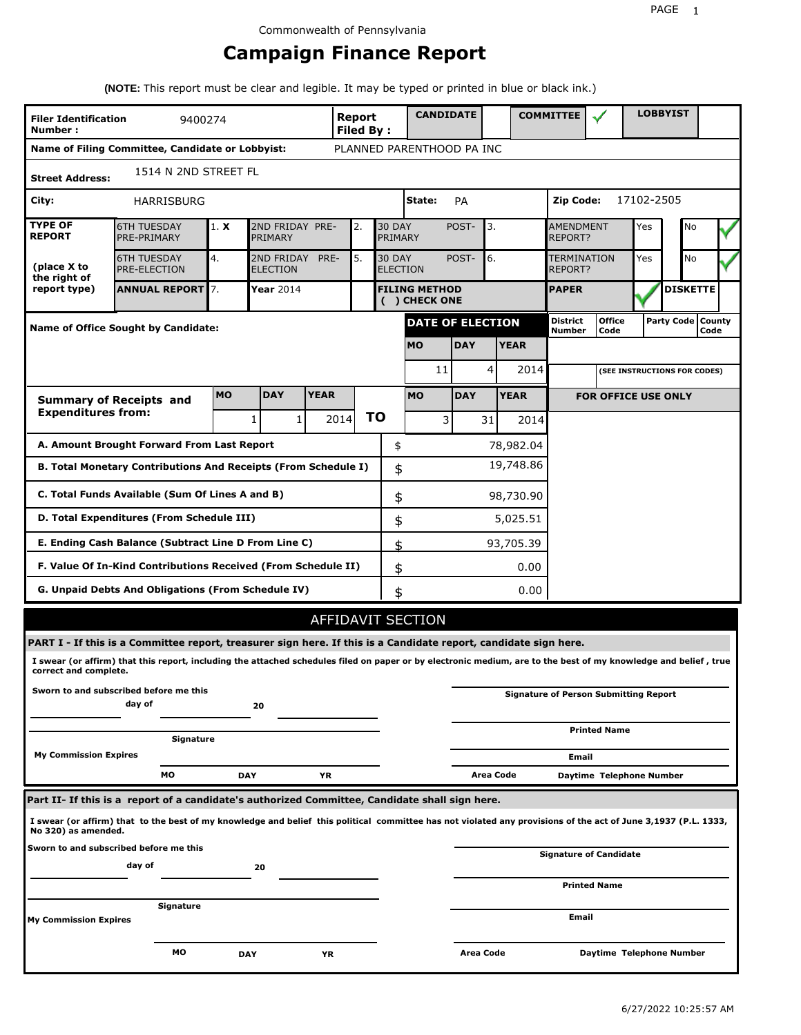Commonwealth of Pennsylvania

# Campaign Finance Report

**(NOTE:** This report must be clear and legible. It may be typed or printed in blue or black ink.)

| **Filer Identification Number :** | 9400274 | **Report Filed By :** | **CANDIDATE** | | **COMMITTEE** | ✓ | **LOBBYIST** | |
|---|---|---|---|---|---|---|---|---|

**Name of Filing Committee, Candidate or Lobbyist:** PLANNED PARENTHOOD PA INC

**Street Address:** 1514 N 2ND STREET FL

**City:** HARRISBURG **State:** PA **Zip Code:** 17102-2505

| **TYPE OF REPORT** (place X to the right of report type) | | | | | | | | |
|---|---|---|---|---|---|---|---|---|
| 6TH TUESDAY PRE-PRIMARY | 1. **X** | 2ND FRIDAY PRE-PRIMARY | 2. | 30 DAY POST-PRIMARY | 3. | AMENDMENT REPORT? | Yes | No ✓ |
| 6TH TUESDAY PRE-ELECTION | 4. | 2ND FRIDAY PRE-ELECTION | 5. | 30 DAY POST-ELECTION | 6. | TERMINATION REPORT? | Yes | No ✓ |
| **ANNUAL REPORT** | 7. | **Year** 2014 | | **FILING METHOD ( ) CHECK ONE** | | **PAPER** ✓ | | **DISKETTE** |

**Name of Office Sought by Candidate:**

| **DATE OF ELECTION** | | |
|---|---|---|
| **MO** | **DAY** | **YEAR** |
| 11 | 4 | 2014 |

| **District Number** | **Office Code** | **Party Code** | **County Code** |
|---|---|---|---|
| | | | |

(SEE INSTRUCTIONS FOR CODES)

| **Summary of Receipts and Expenditures from:** | **MO** | **DAY** | **YEAR** | | **MO** | **DAY** | **YEAR** |
|---|---|---|---|---|---|---|---|
| | 1 | 1 | 2014 | **TO** | 3 | 31 | 2014 |

**FOR OFFICE USE ONLY**

| | | |
|---|---|---|
| **A. Amount Brought Forward From Last Report** | $ | 78,982.04 |
| **B. Total Monetary Contributions And Receipts (From Schedule I)** | $ | 19,748.86 |
| **C. Total Funds Available (Sum Of Lines A and B)** | $ | 98,730.90 |
| **D. Total Expenditures (From Schedule III)** | $ | 5,025.51 |
| **E. Ending Cash Balance (Subtract Line D From Line C)** | $ | 93,705.39 |
| **F. Value Of In-Kind Contributions Received (From Schedule II)** | $ | 0.00 |
| **G. Unpaid Debts And Obligations (From Schedule IV)** | $ | 0.00 |

## AFFIDAVIT SECTION

**PART I - If this is a Committee report, treasurer sign here. If this is a Candidate report, candidate sign here.**

**I swear (or affirm) that this report, including the attached schedules filed on paper or by electronic medium, are to the best of my knowledge and belief , true correct and complete.**

**Sworn to and subscribed before me this** ______ **day of** ______ **20** ______

______ **Signature**

**My Commission Expires** ______ **MO** ______ **DAY** ______ **YR**

______ **Signature of Person Submitting Report**

______ **Printed Name**

______ **Email**

**Area Code** ______ **Daytime Telephone Number**

**Part II- If this is a report of a candidate's authorized Committee, Candidate shall sign here.**

**I swear (or affirm) that to the best of my knowledge and belief this political committee has not violated any provisions of the act of June 3,1937 (P.L. 1333, No 320) as amended.**

**Sworn to and subscribed before me this** ______ **day of** ______ **20** ______

______ **Signature**

**My Commission Expires** ______ **MO** ______ **DAY** ______ **YR**

______ **Signature of Candidate**

______ **Printed Name**

______ **Email**

**Area Code** ______ **Daytime Telephone Number**

6/27/2022 10:25:57 AM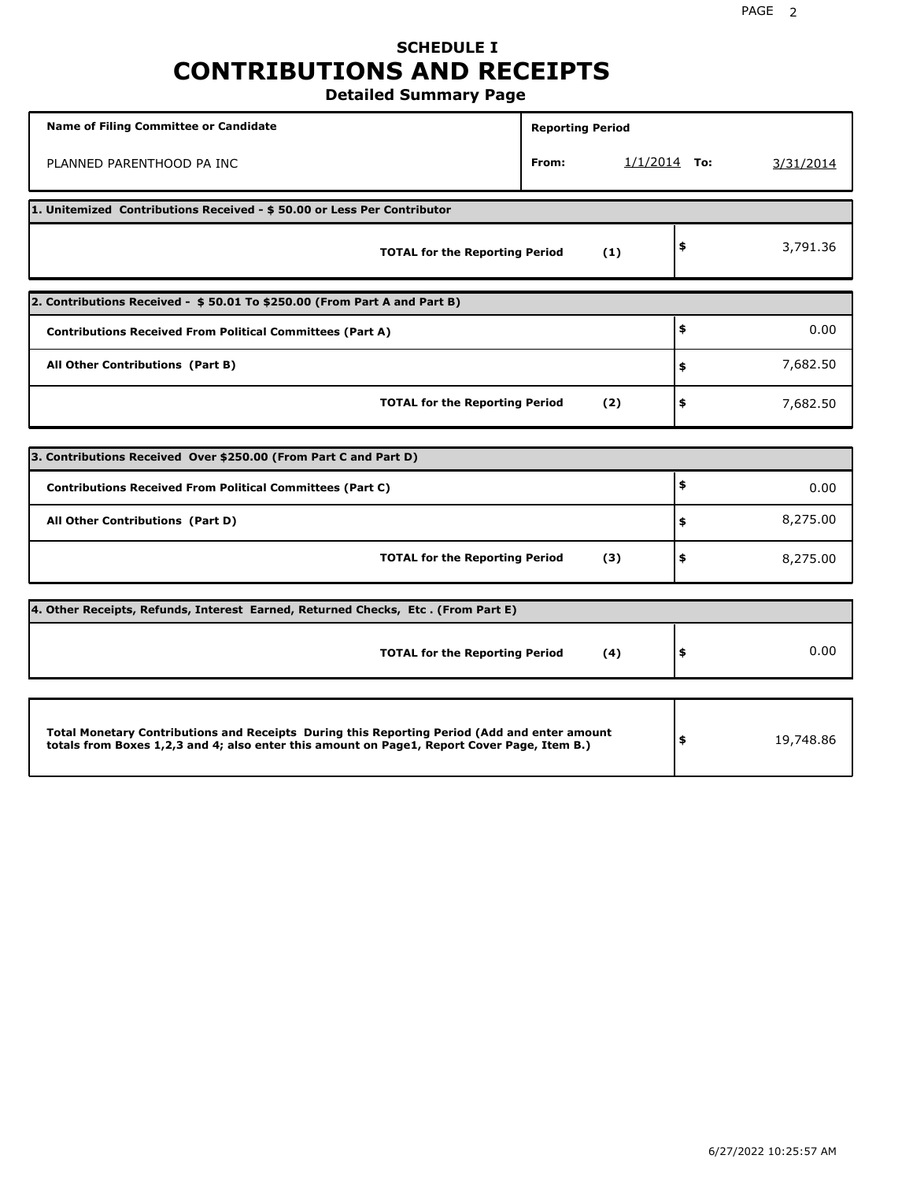# SCHEDULE I
# CONTRIBUTIONS AND RECEIPTS
## Detailed Summary Page

| Name of Filing Committee or Candidate | Reporting Period | | | |
|---|---|---|---|---|
| PLANNED PARENTHOOD PA INC | From: | 1/1/2014 | To: | 3/31/2014 |

**1. Unitemized Contributions Received - $ 50.00 or Less Per Contributor**

| | | |
|---|---|---|
| **TOTAL for the Reporting Period** | **(1)** | $ 3,791.36 |

**2. Contributions Received - $ 50.01 To $250.00 (From Part A and Part B)**

| | | |
|---|---|---|
| **Contributions Received From Political Committees (Part A)** | | $ 0.00 |
| **All Other Contributions (Part B)** | | $ 7,682.50 |
| **TOTAL for the Reporting Period** | **(2)** | $ 7,682.50 |

**3. Contributions Received Over $250.00 (From Part C and Part D)**

| | | |
|---|---|---|
| **Contributions Received From Political Committees (Part C)** | | $ 0.00 |
| **All Other Contributions (Part D)** | | $ 8,275.00 |
| **TOTAL for the Reporting Period** | **(3)** | $ 8,275.00 |

**4. Other Receipts, Refunds, Interest Earned, Returned Checks, Etc . (From Part E)**

| | | |
|---|---|---|
| **TOTAL for the Reporting Period** | **(4)** | $ 0.00 |

| | |
|---|---|
| **Total Monetary Contributions and Receipts During this Reporting Period (Add and enter amount totals from Boxes 1,2,3 and 4; also enter this amount on Page1, Report Cover Page, Item B.)** | $ 19,748.86 |

6/27/2022 10:25:57 AM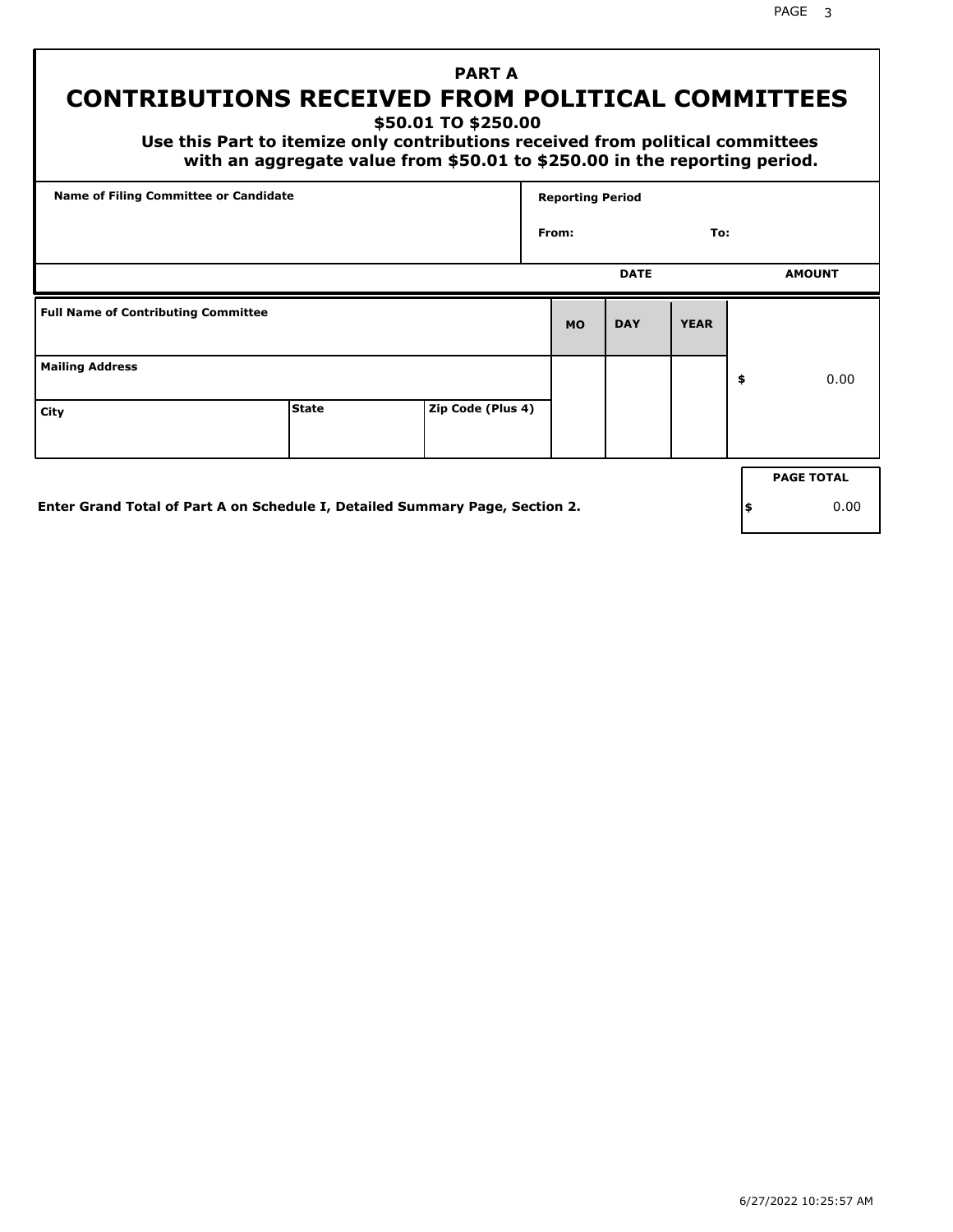## PART A

# CONTRIBUTIONS RECEIVED FROM POLITICAL COMMITTEES

**$50.01 TO $250.00**

**Use this Part to itemize only contributions received from political committees with an aggregate value from $50.01 to $250.00 in the reporting period.**

| Name of Filing Committee or Candidate | Reporting Period |
| --- | --- |
| | From: To: |

| Full Name of Contributing Committee | | | DATE MO | DATE DAY | DATE YEAR | AMOUNT |
| --- | --- | --- | --- | --- | --- | --- |
| Mailing Address | | | | | | $ 0.00 |
| City | State | Zip Code (Plus 4) | | | | |

**Enter Grand Total of Part A on Schedule I, Detailed Summary Page, Section 2.**

| PAGE TOTAL |
| --- |
| $ 0.00 |

6/27/2022 10:25:57 AM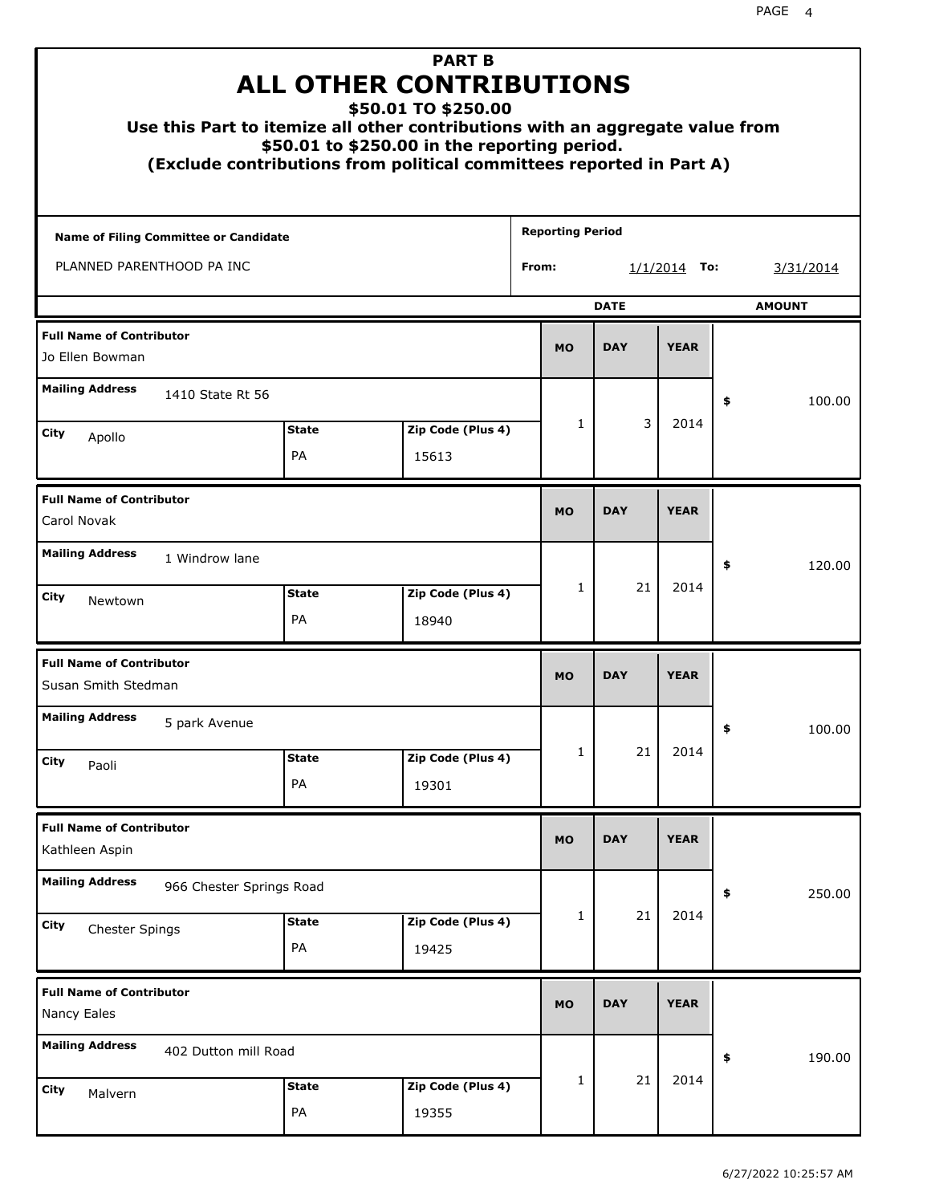# PART B
# ALL OTHER CONTRIBUTIONS
## $50.01 TO $250.00

**Use this Part to itemize all other contributions with an aggregate value from $50.01 to $250.00 in the reporting period.**
**(Exclude contributions from political committees reported in Part A)**

**Name of Filing Committee or Candidate:** PLANNED PARENTHOOD PA INC

**Reporting Period** From: 1/1/2014 To: 3/31/2014

| Full Name of Contributor | Mailing Address | City | State | Zip Code (Plus 4) | MO | DAY | YEAR | AMOUNT |
|---|---|---|---|---|---|---|---|---|
| Jo Ellen Bowman | 1410 State Rt 56 | Apollo | PA | 15613 | 1 | 3 | 2014 | $ 100.00 |
| Carol Novak | 1 Windrow lane | Newtown | PA | 18940 | 1 | 21 | 2014 | $ 120.00 |
| Susan Smith Stedman | 5 park Avenue | Paoli | PA | 19301 | 1 | 21 | 2014 | $ 100.00 |
| Kathleen Aspin | 966 Chester Springs Road | Chester Spings | PA | 19425 | 1 | 21 | 2014 | $ 250.00 |
| Nancy Eales | 402 Dutton mill Road | Malvern | PA | 19355 | 1 | 21 | 2014 | $ 190.00 |

6/27/2022 10:25:57 AM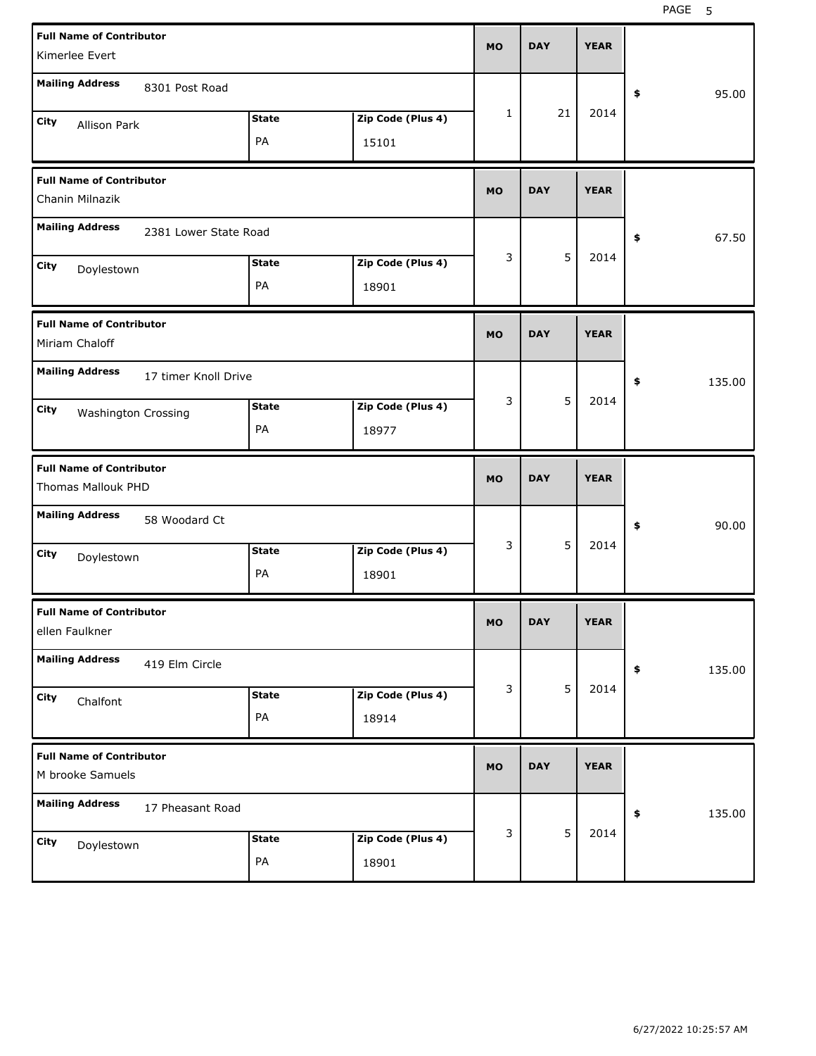| Full Name of Contributor | Mailing Address | City | State | Zip Code (Plus 4) | MO | DAY | YEAR | $ |
|---|---|---|---|---|---|---|---|---|
| Kimerlee Evert | 8301 Post Road | Allison Park | PA | 15101 | 1 | 21 | 2014 | 95.00 |
| Chanin Milnazik | 2381 Lower State Road | Doylestown | PA | 18901 | 3 | 5 | 2014 | 67.50 |
| Miriam Chaloff | 17 timer Knoll Drive | Washington Crossing | PA | 18977 | 3 | 5 | 2014 | 135.00 |
| Thomas Mallouk PHD | 58 Woodard Ct | Doylestown | PA | 18901 | 3 | 5 | 2014 | 90.00 |
| ellen Faulkner | 419 Elm Circle | Chalfont | PA | 18914 | 3 | 5 | 2014 | 135.00 |
| M brooke Samuels | 17 Pheasant Road | Doylestown | PA | 18901 | 3 | 5 | 2014 | 135.00 |

6/27/2022 10:25:57 AM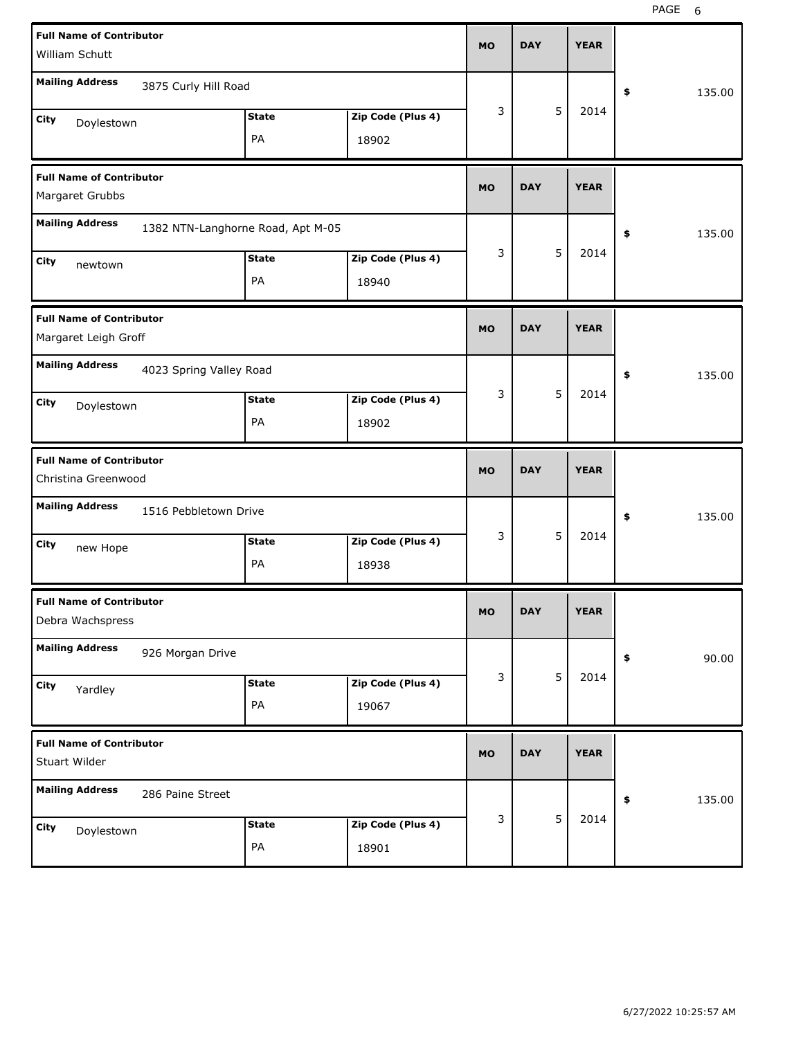| Full Name of Contributor | Mailing Address | City | State | Zip Code (Plus 4) | MO | DAY | YEAR | $ |
|---|---|---|---|---|---|---|---|---|
| William Schutt | 3875 Curly Hill Road | Doylestown | PA | 18902 | 3 | 5 | 2014 | 135.00 |
| Margaret Grubbs | 1382 NTN-Langhorne Road, Apt M-05 | newtown | PA | 18940 | 3 | 5 | 2014 | 135.00 |
| Margaret Leigh Groff | 4023 Spring Valley Road | Doylestown | PA | 18902 | 3 | 5 | 2014 | 135.00 |
| Christina Greenwood | 1516 Pebbletown Drive | new Hope | PA | 18938 | 3 | 5 | 2014 | 135.00 |
| Debra Wachspress | 926 Morgan Drive | Yardley | PA | 19067 | 3 | 5 | 2014 | 90.00 |
| Stuart Wilder | 286 Paine Street | Doylestown | PA | 18901 | 3 | 5 | 2014 | 135.00 |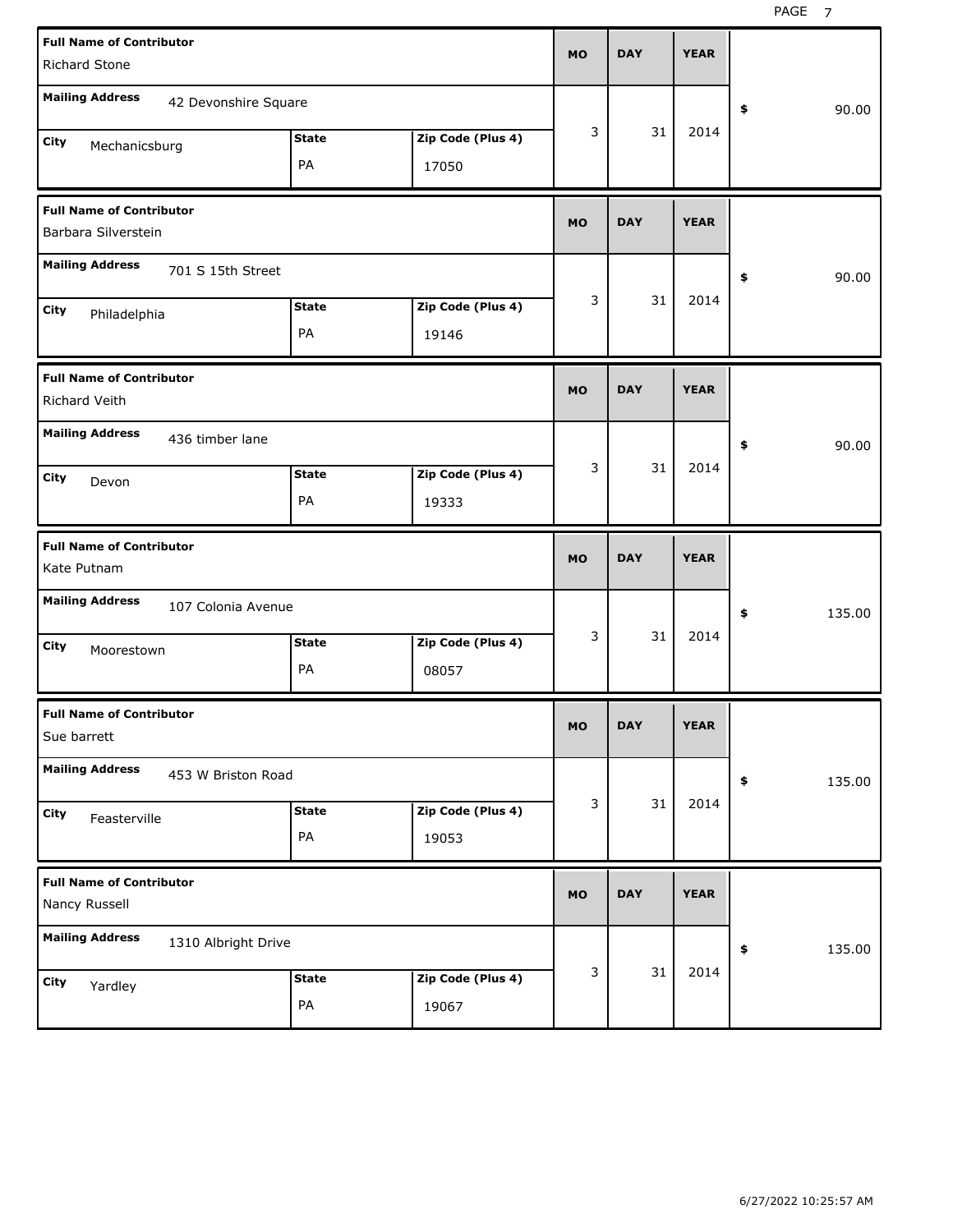| Full Name of Contributor | Mailing Address | City | State | Zip Code (Plus 4) | MO | DAY | YEAR | $ |
|---|---|---|---|---|---|---|---|---|
| Richard Stone | 42 Devonshire Square | Mechanicsburg | PA | 17050 | 3 | 31 | 2014 | 90.00 |
| Barbara Silverstein | 701 S 15th Street | Philadelphia | PA | 19146 | 3 | 31 | 2014 | 90.00 |
| Richard Veith | 436 timber lane | Devon | PA | 19333 | 3 | 31 | 2014 | 90.00 |
| Kate Putnam | 107 Colonia Avenue | Moorestown | PA | 08057 | 3 | 31 | 2014 | 135.00 |
| Sue barrett | 453 W Briston Road | Feasterville | PA | 19053 | 3 | 31 | 2014 | 135.00 |
| Nancy Russell | 1310 Albright Drive | Yardley | PA | 19067 | 3 | 31 | 2014 | 135.00 |

6/27/2022 10:25:57 AM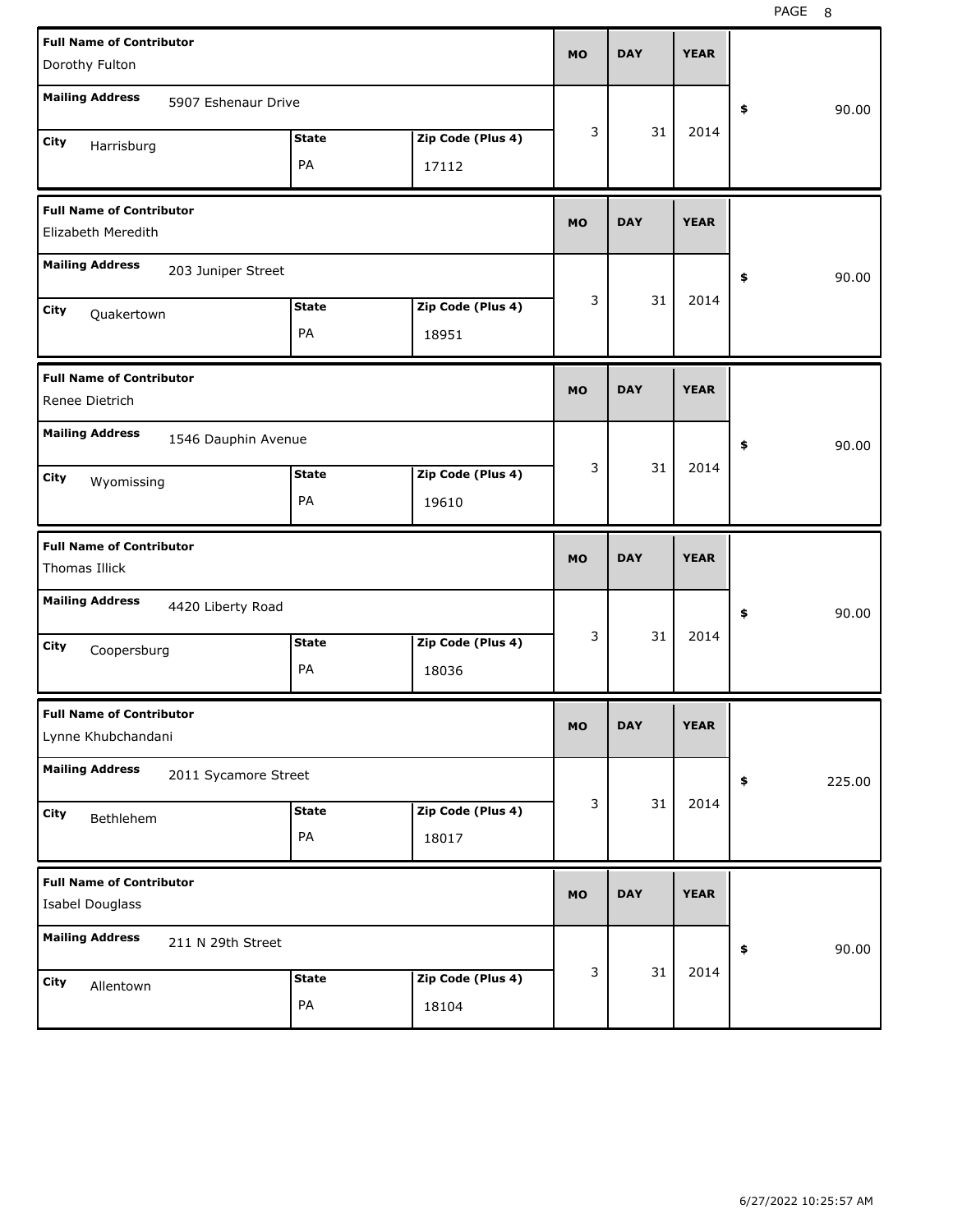| Full Name of Contributor | Mailing Address | City | State | Zip Code (Plus 4) | MO | DAY | YEAR | $ |
|---|---|---|---|---|---|---|---|---|
| Dorothy Fulton | 5907 Eshenaur Drive | Harrisburg | PA | 17112 | 3 | 31 | 2014 | 90.00 |
| Elizabeth Meredith | 203 Juniper Street | Quakertown | PA | 18951 | 3 | 31 | 2014 | 90.00 |
| Renee Dietrich | 1546 Dauphin Avenue | Wyomissing | PA | 19610 | 3 | 31 | 2014 | 90.00 |
| Thomas Illick | 4420 Liberty Road | Coopersburg | PA | 18036 | 3 | 31 | 2014 | 90.00 |
| Lynne Khubchandani | 2011 Sycamore Street | Bethlehem | PA | 18017 | 3 | 31 | 2014 | 225.00 |
| Isabel Douglass | 211 N 29th Street | Allentown | PA | 18104 | 3 | 31 | 2014 | 90.00 |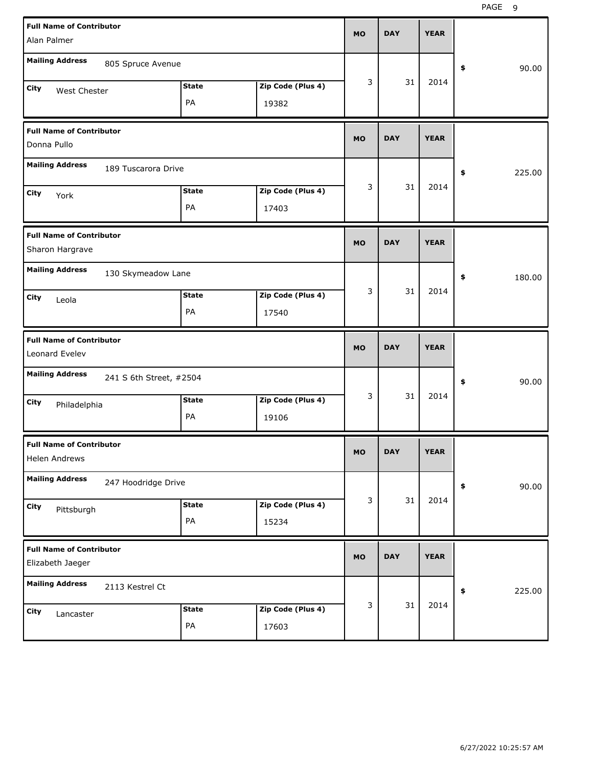| Full Name of Contributor | Mailing Address | City | State | Zip Code (Plus 4) | MO | DAY | YEAR | $ |
|---|---|---|---|---|---|---|---|---|
| Alan Palmer | 805 Spruce Avenue | West Chester | PA | 19382 | 3 | 31 | 2014 | 90.00 |
| Donna Pullo | 189 Tuscarora Drive | York | PA | 17403 | 3 | 31 | 2014 | 225.00 |
| Sharon Hargrave | 130 Skymeadow Lane | Leola | PA | 17540 | 3 | 31 | 2014 | 180.00 |
| Leonard Evelev | 241 S 6th Street, #2504 | Philadelphia | PA | 19106 | 3 | 31 | 2014 | 90.00 |
| Helen Andrews | 247 Hoodridge Drive | Pittsburgh | PA | 15234 | 3 | 31 | 2014 | 90.00 |
| Elizabeth Jaeger | 2113 Kestrel Ct | Lancaster | PA | 17603 | 3 | 31 | 2014 | 225.00 |

6/27/2022 10:25:57 AM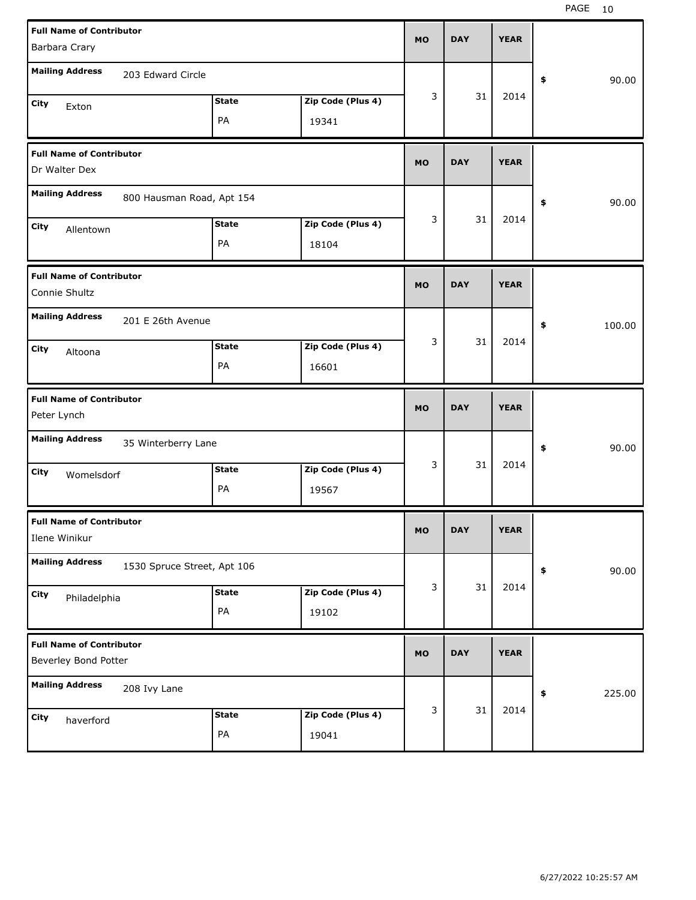| Full Name of Contributor | Mailing Address | City | State | Zip Code (Plus 4) | MO | DAY | YEAR | $ |
|---|---|---|---|---|---|---|---|---|
| Barbara Crary | 203 Edward Circle | Exton | PA | 19341 | 3 | 31 | 2014 | 90.00 |
| Dr Walter Dex | 800 Hausman Road, Apt 154 | Allentown | PA | 18104 | 3 | 31 | 2014 | 90.00 |
| Connie Shultz | 201 E 26th Avenue | Altoona | PA | 16601 | 3 | 31 | 2014 | 100.00 |
| Peter Lynch | 35 Winterberry Lane | Womelsdorf | PA | 19567 | 3 | 31 | 2014 | 90.00 |
| Ilene Winikur | 1530 Spruce Street, Apt 106 | Philadelphia | PA | 19102 | 3 | 31 | 2014 | 90.00 |
| Beverley Bond Potter | 208 Ivy Lane | haverford | PA | 19041 | 3 | 31 | 2014 | 225.00 |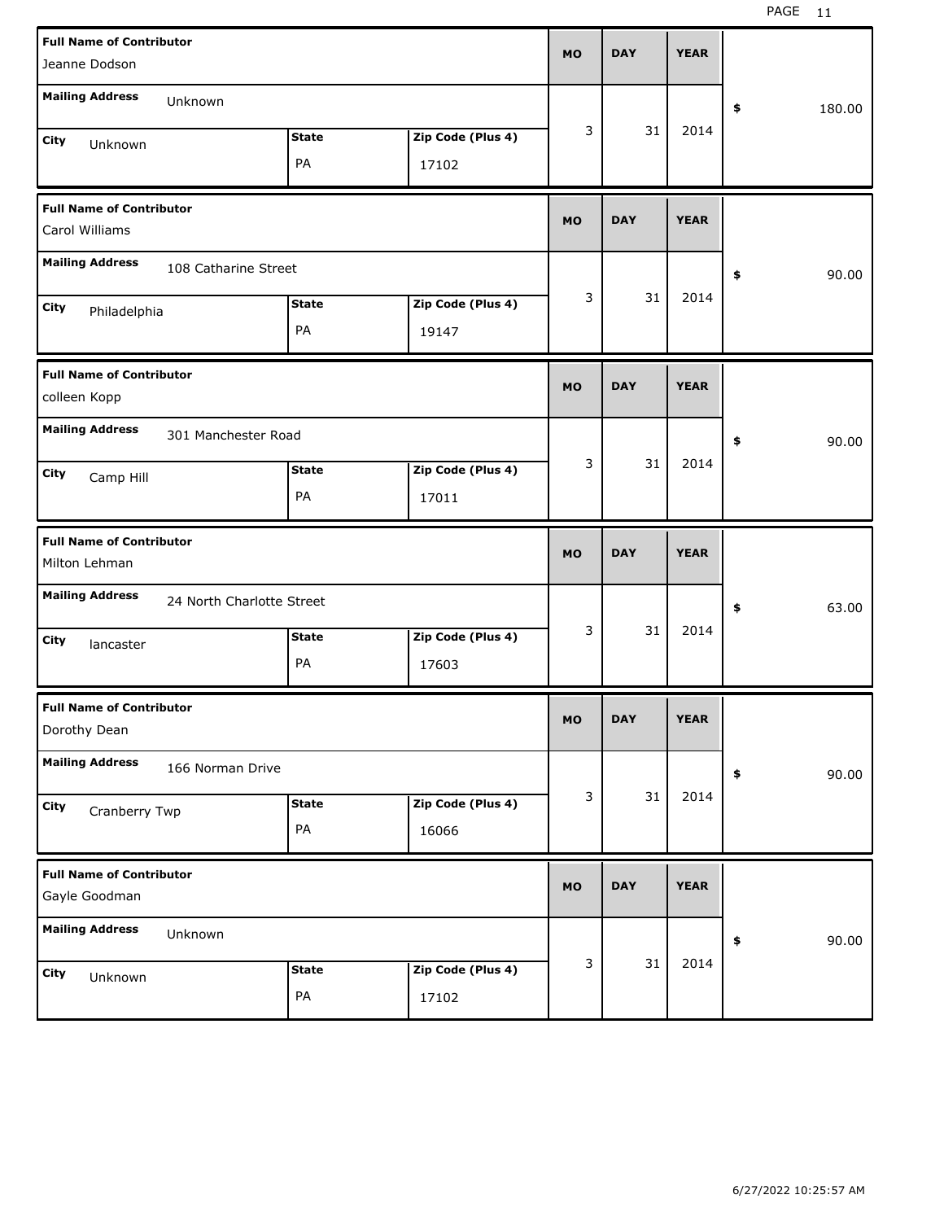| Full Name of Contributor | Mailing Address | City | State | Zip Code (Plus 4) | MO | DAY | YEAR | $ |
|---|---|---|---|---|---|---|---|---|
| Jeanne Dodson | Unknown | Unknown | PA | 17102 | 3 | 31 | 2014 | 180.00 |
| Carol Williams | 108 Catharine Street | Philadelphia | PA | 19147 | 3 | 31 | 2014 | 90.00 |
| colleen Kopp | 301 Manchester Road | Camp Hill | PA | 17011 | 3 | 31 | 2014 | 90.00 |
| Milton Lehman | 24 North Charlotte Street | lancaster | PA | 17603 | 3 | 31 | 2014 | 63.00 |
| Dorothy Dean | 166 Norman Drive | Cranberry Twp | PA | 16066 | 3 | 31 | 2014 | 90.00 |
| Gayle Goodman | Unknown | Unknown | PA | 17102 | 3 | 31 | 2014 | 90.00 |

6/27/2022 10:25:57 AM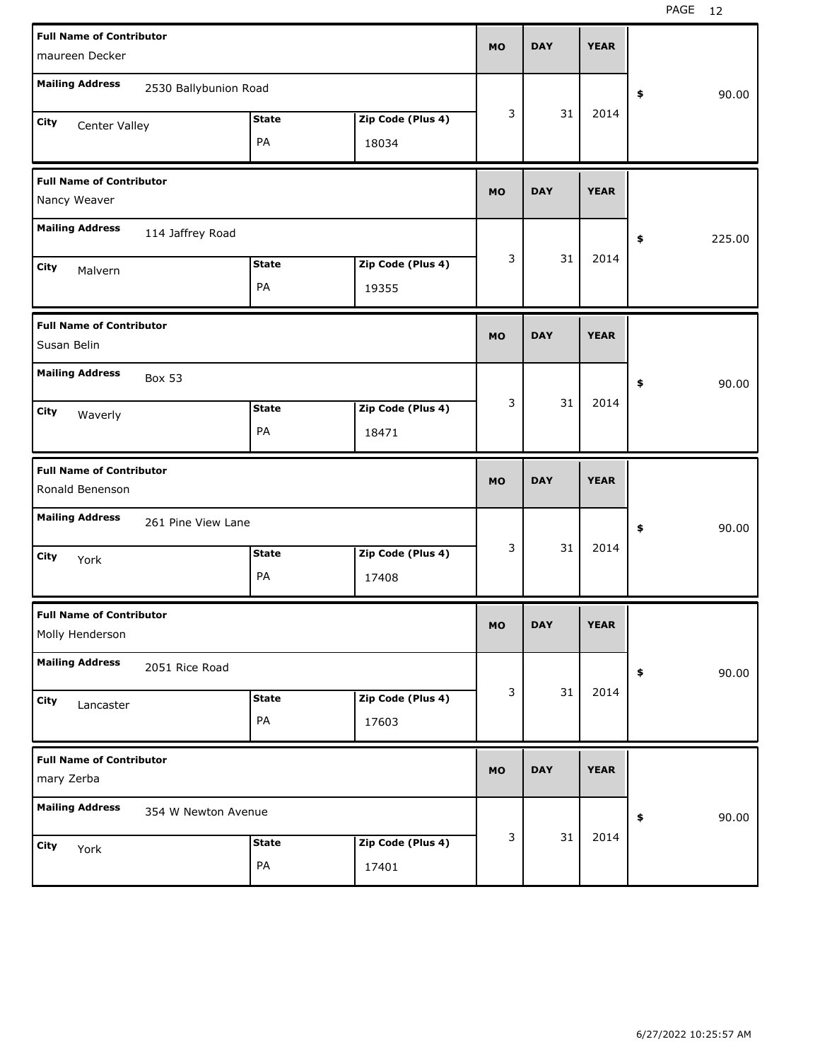| Full Name of Contributor | Mailing Address | City | State | Zip Code (Plus 4) | MO | DAY | YEAR | $ |
|---|---|---|---|---|---|---|---|---|
| maureen Decker | 2530 Ballybunion Road | Center Valley | PA | 18034 | 3 | 31 | 2014 | 90.00 |
| Nancy Weaver | 114 Jaffrey Road | Malvern | PA | 19355 | 3 | 31 | 2014 | 225.00 |
| Susan Belin | Box 53 | Waverly | PA | 18471 | 3 | 31 | 2014 | 90.00 |
| Ronald Benenson | 261 Pine View Lane | York | PA | 17408 | 3 | 31 | 2014 | 90.00 |
| Molly Henderson | 2051 Rice Road | Lancaster | PA | 17603 | 3 | 31 | 2014 | 90.00 |
| mary Zerba | 354 W Newton Avenue | York | PA | 17401 | 3 | 31 | 2014 | 90.00 |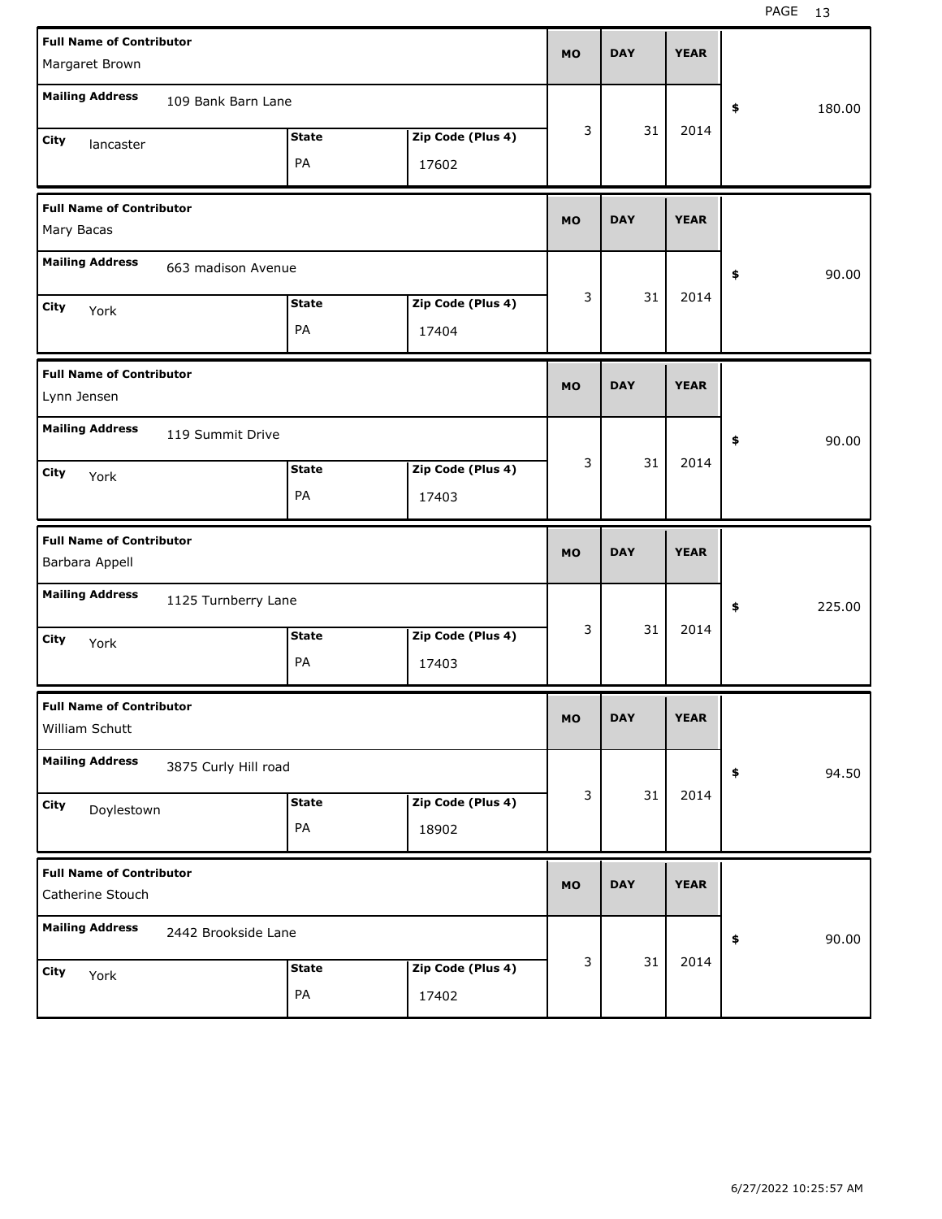| Full Name of Contributor | Mailing Address | City | State | Zip Code (Plus 4) | MO | DAY | YEAR | $ |
|---|---|---|---|---|---|---|---|---|
| Margaret Brown | 109 Bank Barn Lane | lancaster | PA | 17602 | 3 | 31 | 2014 | 180.00 |
| Mary Bacas | 663 madison Avenue | York | PA | 17404 | 3 | 31 | 2014 | 90.00 |
| Lynn Jensen | 119 Summit Drive | York | PA | 17403 | 3 | 31 | 2014 | 90.00 |
| Barbara Appell | 1125 Turnberry Lane | York | PA | 17403 | 3 | 31 | 2014 | 225.00 |
| William Schutt | 3875 Curly Hill road | Doylestown | PA | 18902 | 3 | 31 | 2014 | 94.50 |
| Catherine Stouch | 2442 Brookside Lane | York | PA | 17402 | 3 | 31 | 2014 | 90.00 |

6/27/2022 10:25:57 AM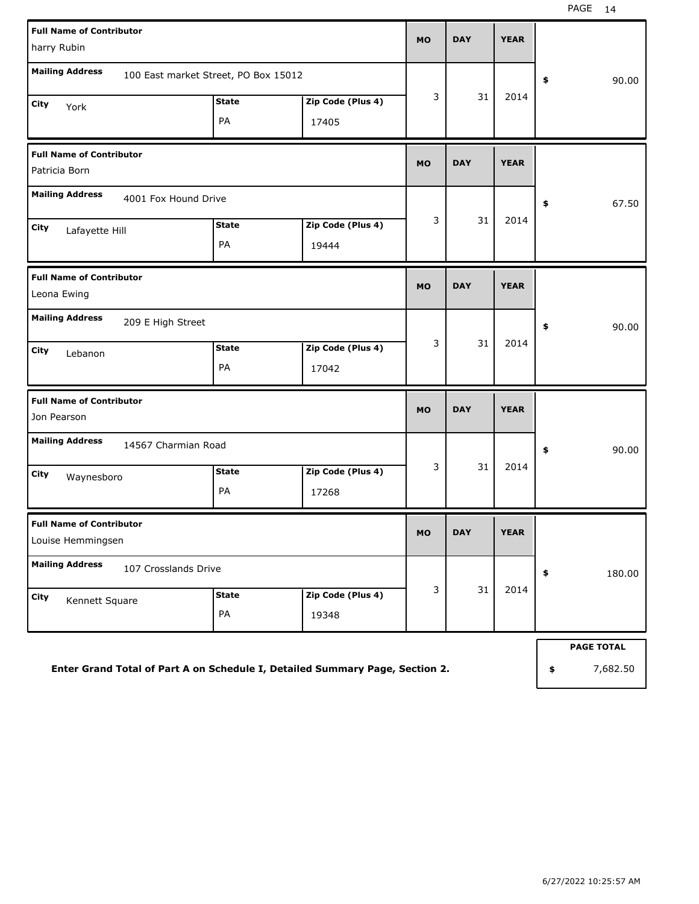| Full Name of Contributor | Mailing Address | City | State | Zip Code (Plus 4) | MO | DAY | YEAR | $ |
|---|---|---|---|---|---|---|---|---|
| harry Rubin | 100 East market Street, PO Box 15012 | York | PA | 17405 | 3 | 31 | 2014 | 90.00 |
| Patricia Born | 4001 Fox Hound Drive | Lafayette Hill | PA | 19444 | 3 | 31 | 2014 | 67.50 |
| Leona Ewing | 209 E High Street | Lebanon | PA | 17042 | 3 | 31 | 2014 | 90.00 |
| Jon Pearson | 14567 Charmian Road | Waynesboro | PA | 17268 | 3 | 31 | 2014 | 90.00 |
| Louise Hemmingsen | 107 Crosslands Drive | Kennett Square | PA | 19348 | 3 | 31 | 2014 | 180.00 |

**Enter Grand Total of Part A on Schedule I, Detailed Summary Page, Section 2.**

| PAGE TOTAL |
|---|
| $ 7,682.50 |

6/27/2022 10:25:57 AM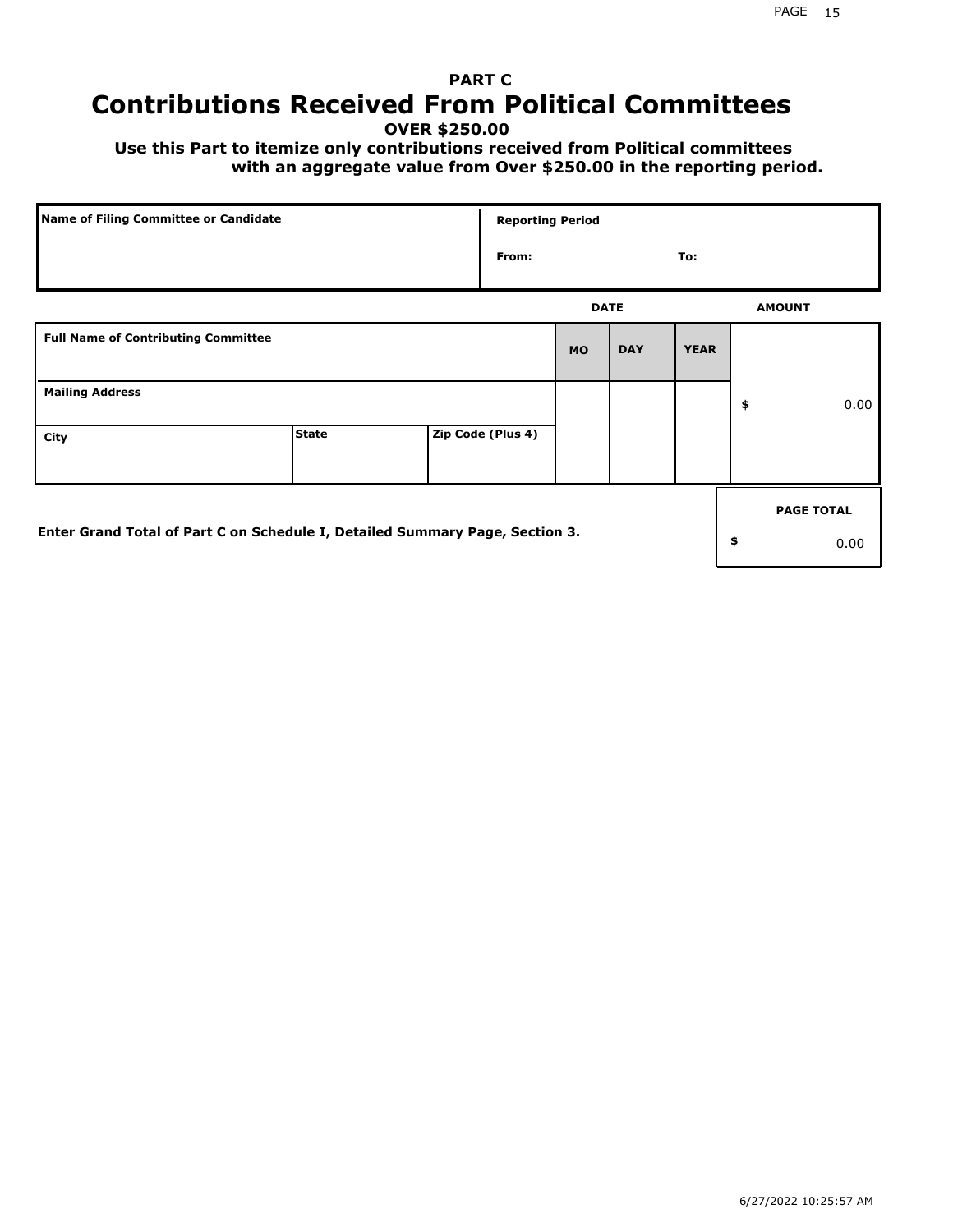**PART C**

# Contributions Received From Political Committees

**OVER $250.00**

**Use this Part to itemize only contributions received from Political committees with an aggregate value from Over $250.00 in the reporting period.**

| Name of Filing Committee or Candidate | Reporting Period |
|---|---|
| | From: To: |

| Full Name of Contributing Committee | | | DATE MO | DATE DAY | DATE YEAR | AMOUNT |
|---|---|---|---|---|---|---|
| Mailing Address | | | | | | $ 0.00 |
| City | State | Zip Code (Plus 4) | | | | |

**Enter Grand Total of Part C on Schedule I, Detailed Summary Page, Section 3.**

| PAGE TOTAL |
|---|
| $ 0.00 |

6/27/2022 10:25:57 AM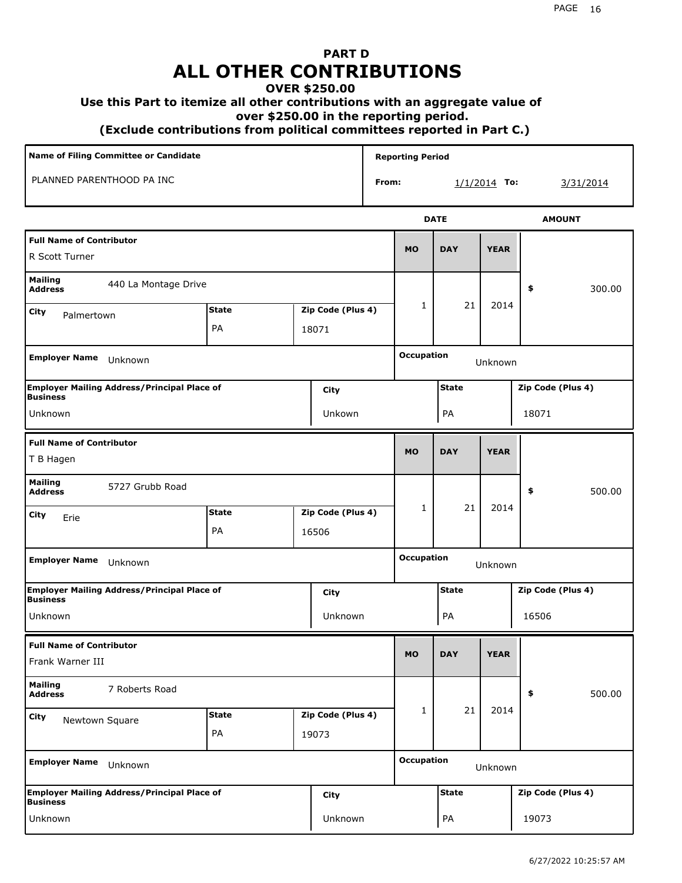# PART D
# ALL OTHER CONTRIBUTIONS
### OVER $250.00
### Use this Part to itemize all other contributions with an aggregate value of over $250.00 in the reporting period.
### (Exclude contributions from political committees reported in Part C.)

| Name of Filing Committee or Candidate | Reporting Period |
|---|---|
| PLANNED PARENTHOOD PA INC | From: 1/1/2014 To: 3/31/2014 |

| Full Name of Contributor | Mailing Address | City | State | Zip Code (Plus 4) | MO | DAY | YEAR | AMOUNT | Employer Name | Occupation | Employer Mailing Address/Principal Place of Business | City | State | Zip Code (Plus 4) |
|---|---|---|---|---|---|---|---|---|---|---|---|---|---|---|
| R Scott Turner | 440 La Montage Drive | Palmertown | PA | 18071 | 1 | 21 | 2014 | $ 300.00 | Unknown | Unknown | Unknown | Unkown | PA | 18071 |
| T B Hagen | 5727 Grubb Road | Erie | PA | 16506 | 1 | 21 | 2014 | $ 500.00 | Unknown | Unknown | Unknown | Unknown | PA | 16506 |
| Frank Warner III | 7 Roberts Road | Newtown Square | PA | 19073 | 1 | 21 | 2014 | $ 500.00 | Unknown | Unknown | Unknown | Unknown | PA | 19073 |

6/27/2022 10:25:57 AM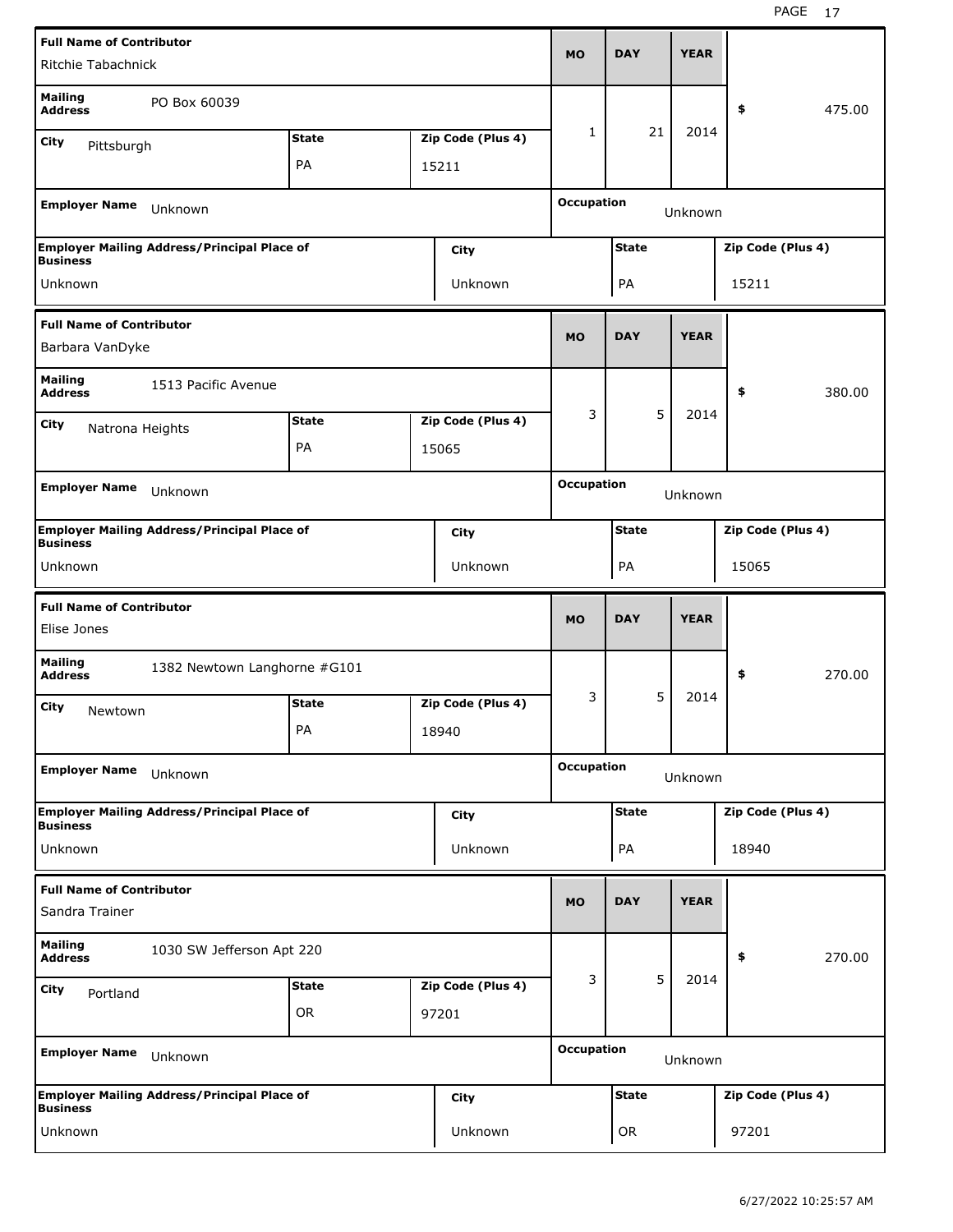| Full Name of Contributor | | | MO | DAY | YEAR | |
| --- | --- | --- | --- | --- | --- | --- |
| Ritchie Tabachnick | | | | | | |
| **Mailing Address** PO Box 60039 | | | 1 | 21 | 2014 | $ 475.00 |
| **City** Pittsburgh | **State** PA | **Zip Code (Plus 4)** 15211 | | | | |
| **Employer Name** Unknown | | | **Occupation** Unknown | | | |
| **Employer Mailing Address/Principal Place of Business** Unknown | | **City** Unknown | **State** PA | | | **Zip Code (Plus 4)** 15211 |

| Full Name of Contributor | | | MO | DAY | YEAR | |
| --- | --- | --- | --- | --- | --- | --- |
| Barbara VanDyke | | | | | | |
| **Mailing Address** 1513 Pacific Avenue | | | 3 | 5 | 2014 | $ 380.00 |
| **City** Natrona Heights | **State** PA | **Zip Code (Plus 4)** 15065 | | | | |
| **Employer Name** Unknown | | | **Occupation** Unknown | | | |
| **Employer Mailing Address/Principal Place of Business** Unknown | | **City** Unknown | **State** PA | | | **Zip Code (Plus 4)** 15065 |

| Full Name of Contributor | | | MO | DAY | YEAR | |
| --- | --- | --- | --- | --- | --- | --- |
| Elise Jones | | | | | | |
| **Mailing Address** 1382 Newtown Langhorne #G101 | | | 3 | 5 | 2014 | $ 270.00 |
| **City** Newtown | **State** PA | **Zip Code (Plus 4)** 18940 | | | | |
| **Employer Name** Unknown | | | **Occupation** Unknown | | | |
| **Employer Mailing Address/Principal Place of Business** Unknown | | **City** Unknown | **State** PA | | | **Zip Code (Plus 4)** 18940 |

| Full Name of Contributor | | | MO | DAY | YEAR | |
| --- | --- | --- | --- | --- | --- | --- |
| Sandra Trainer | | | | | | |
| **Mailing Address** 1030 SW Jefferson Apt 220 | | | 3 | 5 | 2014 | $ 270.00 |
| **City** Portland | **State** OR | **Zip Code (Plus 4)** 97201 | | | | |
| **Employer Name** Unknown | | | **Occupation** Unknown | | | |
| **Employer Mailing Address/Principal Place of Business** Unknown | | **City** Unknown | **State** OR | | | **Zip Code (Plus 4)** 97201 |

6/27/2022 10:25:57 AM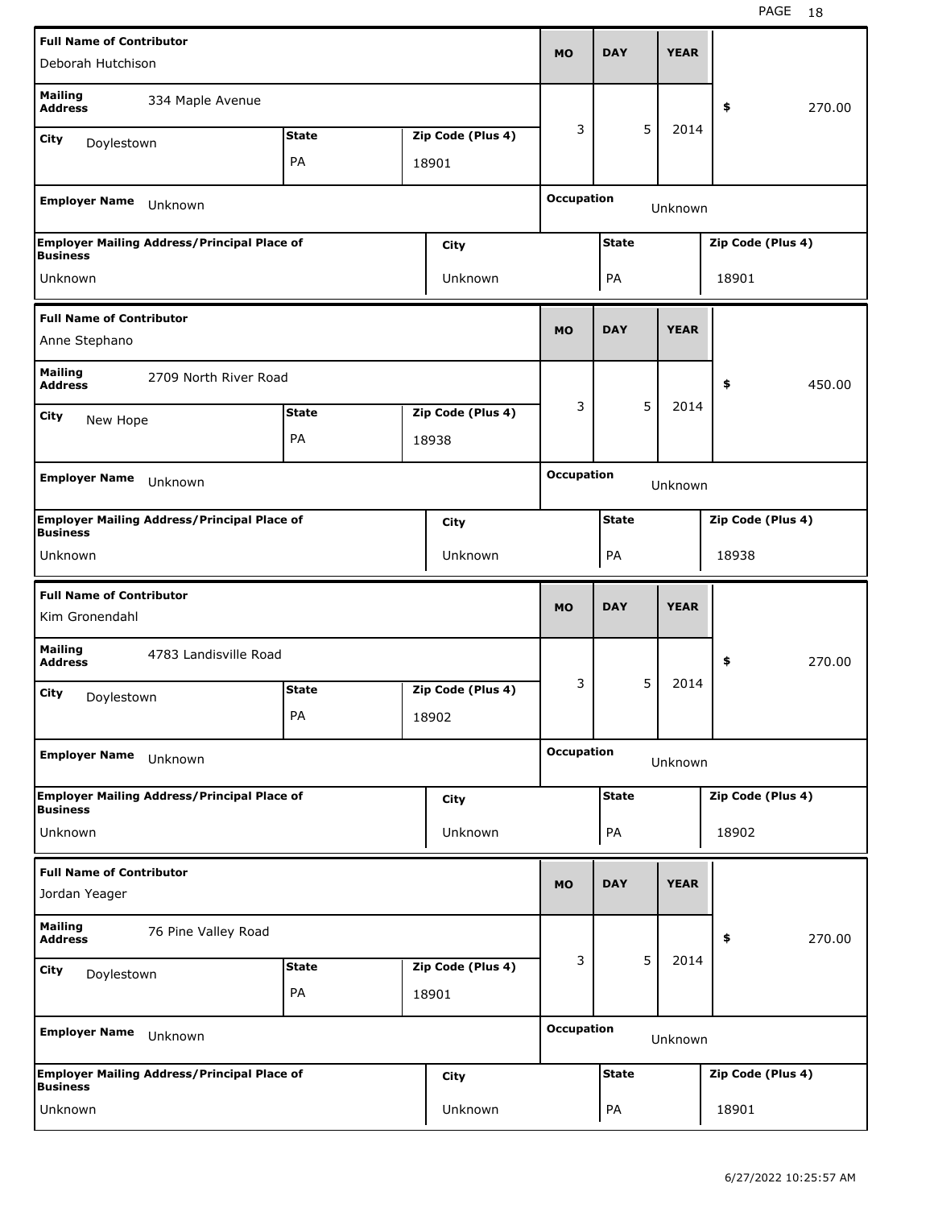| Full Name of Contributor | | | MO | DAY | YEAR | |
|---|---|---|---|---|---|---|
| Deborah Hutchison | | | | | | |
| Mailing Address | 334 Maple Avenue | | | | | $ 270.00 |
| City | State | Zip Code (Plus 4) | 3 | 5 | 2014 | |
| Doylestown | PA | 18901 | | | | |
| Employer Name | Unknown | | Occupation | | Unknown | |
| Employer Mailing Address/Principal Place of Business | City | | State | | Zip Code (Plus 4) | |
| Unknown | Unknown | | PA | | 18901 | |

| Full Name of Contributor | | | MO | DAY | YEAR | |
|---|---|---|---|---|---|---|
| Anne Stephano | | | | | | |
| Mailing Address | 2709 North River Road | | | | | $ 450.00 |
| City | State | Zip Code (Plus 4) | 3 | 5 | 2014 | |
| New Hope | PA | 18938 | | | | |
| Employer Name | Unknown | | Occupation | | Unknown | |
| Employer Mailing Address/Principal Place of Business | City | | State | | Zip Code (Plus 4) | |
| Unknown | Unknown | | PA | | 18938 | |

| Full Name of Contributor | | | MO | DAY | YEAR | |
|---|---|---|---|---|---|---|
| Kim Gronendahl | | | | | | |
| Mailing Address | 4783 Landisville Road | | | | | $ 270.00 |
| City | State | Zip Code (Plus 4) | 3 | 5 | 2014 | |
| Doylestown | PA | 18902 | | | | |
| Employer Name | Unknown | | Occupation | | Unknown | |
| Employer Mailing Address/Principal Place of Business | City | | State | | Zip Code (Plus 4) | |
| Unknown | Unknown | | PA | | 18902 | |

| Full Name of Contributor | | | MO | DAY | YEAR | |
|---|---|---|---|---|---|---|
| Jordan Yeager | | | | | | |
| Mailing Address | 76 Pine Valley Road | | | | | $ 270.00 |
| City | State | Zip Code (Plus 4) | 3 | 5 | 2014 | |
| Doylestown | PA | 18901 | | | | |
| Employer Name | Unknown | | Occupation | | Unknown | |
| Employer Mailing Address/Principal Place of Business | City | | State | | Zip Code (Plus 4) | |
| Unknown | Unknown | | PA | | 18901 | |

6/27/2022 10:25:57 AM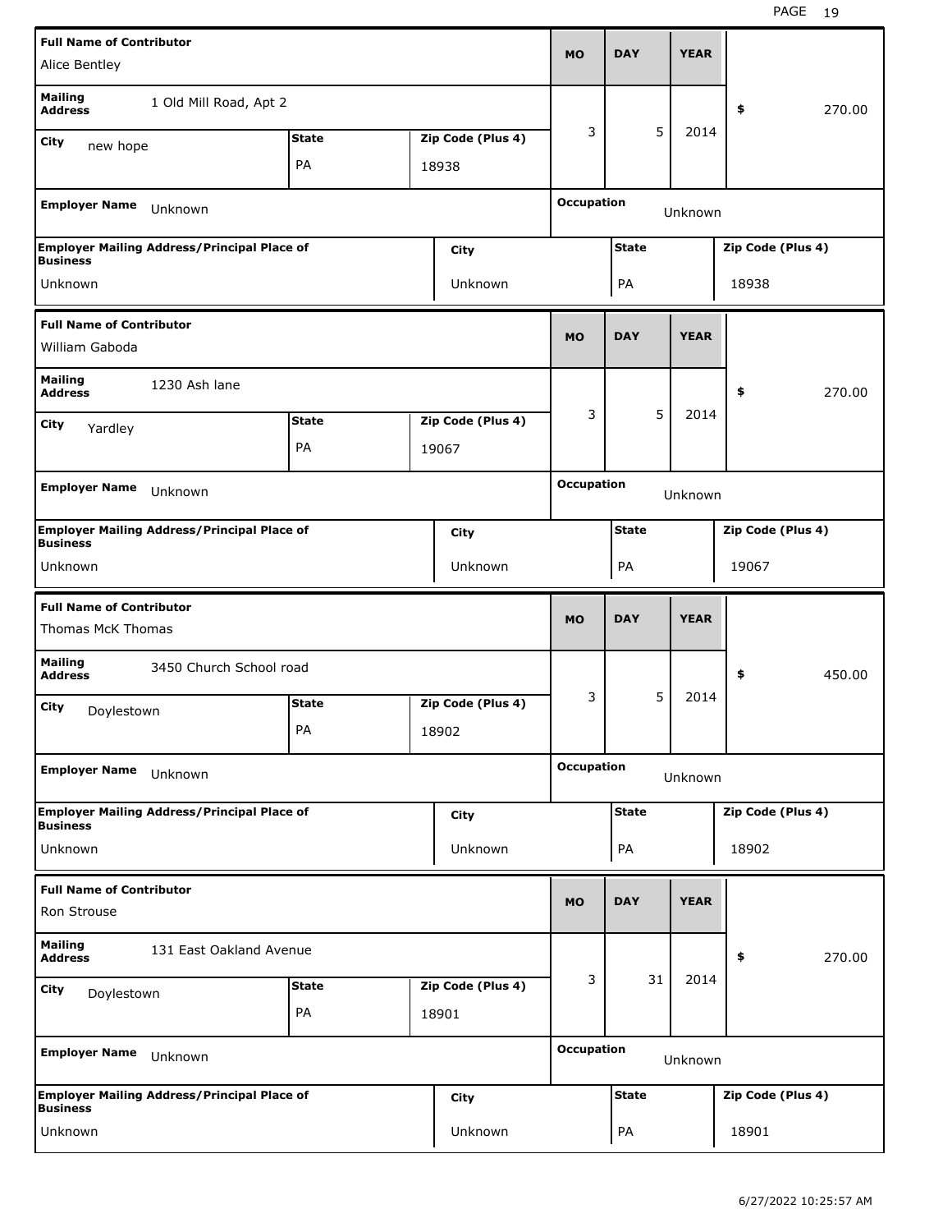| Full Name of Contributor | | | MO | DAY | YEAR | |
|---|---|---|---|---|---|---|
| Alice Bentley | | | | | | |
| Mailing Address | 1 Old Mill Road, Apt 2 | | 3 | 5 | 2014 | $ 270.00 |
| City: new hope | State: PA | Zip Code (Plus 4): 18938 | | | | |
| Employer Name: Unknown | | | Occupation: Unknown | | | |
| Employer Mailing Address/Principal Place of Business: Unknown | | City: Unknown | State: PA | | | Zip Code (Plus 4): 18938 |

| Full Name of Contributor | | | MO | DAY | YEAR | |
|---|---|---|---|---|---|---|
| William Gaboda | | | | | | |
| Mailing Address | 1230 Ash lane | | 3 | 5 | 2014 | $ 270.00 |
| City: Yardley | State: PA | Zip Code (Plus 4): 19067 | | | | |
| Employer Name: Unknown | | | Occupation: Unknown | | | |
| Employer Mailing Address/Principal Place of Business: Unknown | | City: Unknown | State: PA | | | Zip Code (Plus 4): 19067 |

| Full Name of Contributor | | | MO | DAY | YEAR | |
|---|---|---|---|---|---|---|
| Thomas McK Thomas | | | | | | |
| Mailing Address | 3450 Church School road | | 3 | 5 | 2014 | $ 450.00 |
| City: Doylestown | State: PA | Zip Code (Plus 4): 18902 | | | | |
| Employer Name: Unknown | | | Occupation: Unknown | | | |
| Employer Mailing Address/Principal Place of Business: Unknown | | City: Unknown | State: PA | | | Zip Code (Plus 4): 18902 |

| Full Name of Contributor | | | MO | DAY | YEAR | |
|---|---|---|---|---|---|---|
| Ron Strouse | | | | | | |
| Mailing Address | 131 East Oakland Avenue | | 3 | 31 | 2014 | $ 270.00 |
| City: Doylestown | State: PA | Zip Code (Plus 4): 18901 | | | | |
| Employer Name: Unknown | | | Occupation: Unknown | | | |
| Employer Mailing Address/Principal Place of Business: Unknown | | City: Unknown | State: PA | | | Zip Code (Plus 4): 18901 |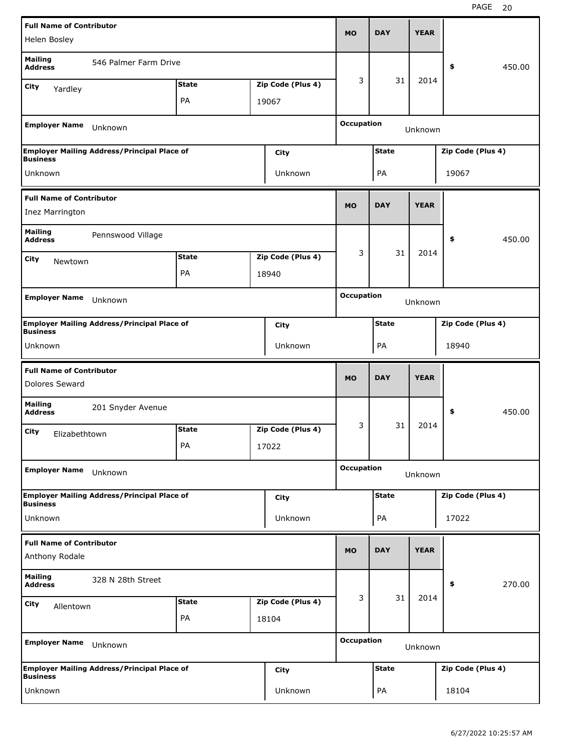| Full Name of Contributor | | | MO | DAY | YEAR | |
|---|---|---|---|---|---|---|
| Helen Bosley | | | | | | |
| Mailing Address | 546 Palmer Farm Drive | | 3 | 31 | 2014 | $ 450.00 |
| City: Yardley | State: PA | Zip Code (Plus 4): 19067 | | | | |
| Employer Name: Unknown | | | Occupation: Unknown | | | |
| Employer Mailing Address/Principal Place of Business: Unknown | City: Unknown | | State: PA | | Zip Code (Plus 4): 19067 | |

| Full Name of Contributor | | | MO | DAY | YEAR | |
|---|---|---|---|---|---|---|
| Inez Marrington | | | | | | |
| Mailing Address | Pennswood Village | | 3 | 31 | 2014 | $ 450.00 |
| City: Newtown | State: PA | Zip Code (Plus 4): 18940 | | | | |
| Employer Name: Unknown | | | Occupation: Unknown | | | |
| Employer Mailing Address/Principal Place of Business: Unknown | City: Unknown | | State: PA | | Zip Code (Plus 4): 18940 | |

| Full Name of Contributor | | | MO | DAY | YEAR | |
|---|---|---|---|---|---|---|
| Dolores Seward | | | | | | |
| Mailing Address | 201 Snyder Avenue | | 3 | 31 | 2014 | $ 450.00 |
| City: Elizabethtown | State: PA | Zip Code (Plus 4): 17022 | | | | |
| Employer Name: Unknown | | | Occupation: Unknown | | | |
| Employer Mailing Address/Principal Place of Business: Unknown | City: Unknown | | State: PA | | Zip Code (Plus 4): 17022 | |

| Full Name of Contributor | | | MO | DAY | YEAR | |
|---|---|---|---|---|---|---|
| Anthony Rodale | | | | | | |
| Mailing Address | 328 N 28th Street | | 3 | 31 | 2014 | $ 270.00 |
| City: Allentown | State: PA | Zip Code (Plus 4): 18104 | | | | |
| Employer Name: Unknown | | | Occupation: Unknown | | | |
| Employer Mailing Address/Principal Place of Business: Unknown | City: Unknown | | State: PA | | Zip Code (Plus 4): 18104 | |

6/27/2022 10:25:57 AM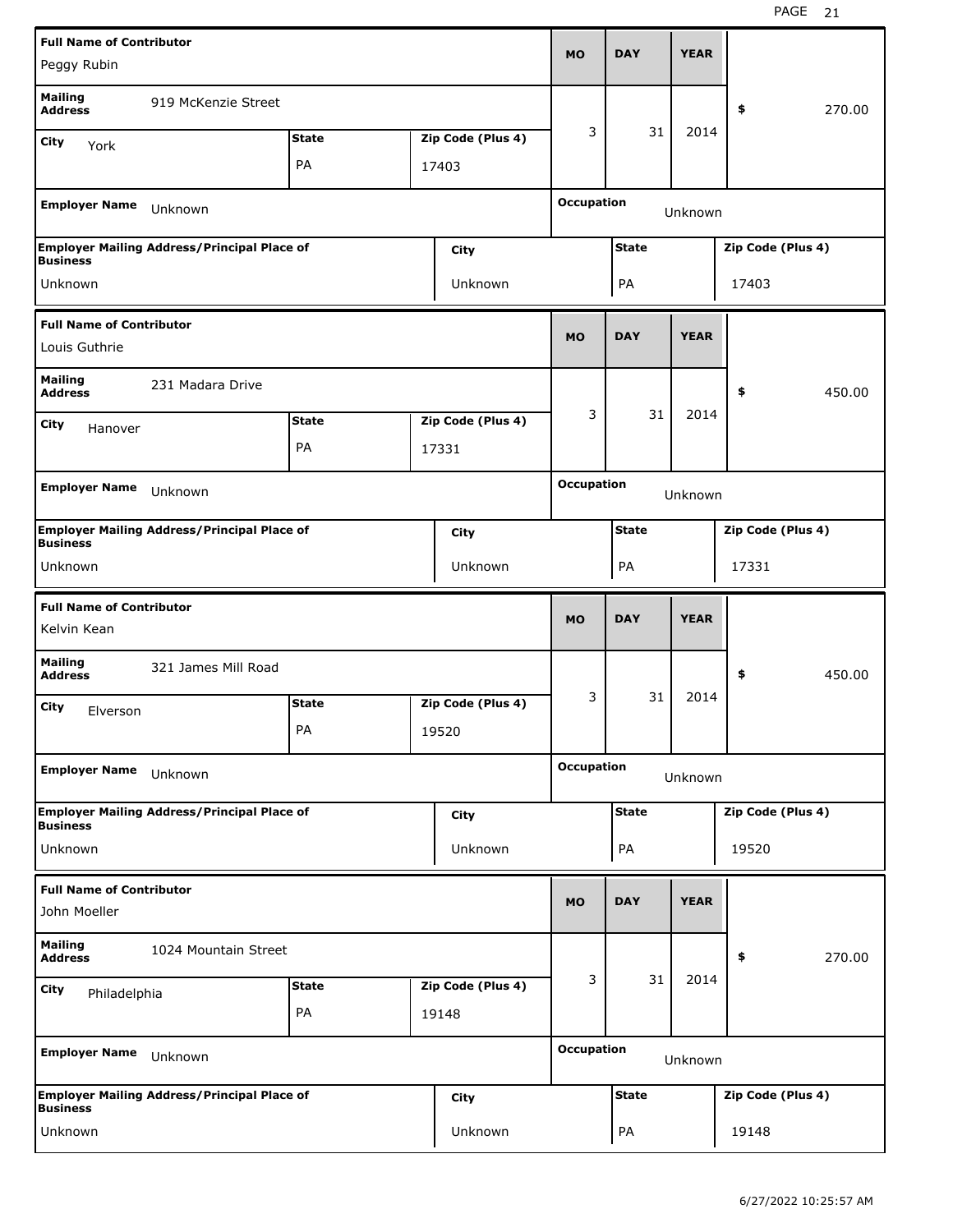| Full Name of Contributor | | | MO | DAY | YEAR | |
|---|---|---|---|---|---|---|
| Peggy Rubin | | | | | | |
| Mailing Address | 919 McKenzie Street | | 3 | 31 | 2014 | $ 270.00 |
| City: York | State: PA | Zip Code (Plus 4): 17403 | | | | |
| Employer Name: Unknown | | | Occupation: Unknown | | | |
| Employer Mailing Address/Principal Place of Business: Unknown | | City: Unknown | State: PA | | Zip Code (Plus 4): 17403 | |

| Full Name of Contributor | | | MO | DAY | YEAR | |
|---|---|---|---|---|---|---|
| Louis Guthrie | | | | | | |
| Mailing Address | 231 Madara Drive | | 3 | 31 | 2014 | $ 450.00 |
| City: Hanover | State: PA | Zip Code (Plus 4): 17331 | | | | |
| Employer Name: Unknown | | | Occupation: Unknown | | | |
| Employer Mailing Address/Principal Place of Business: Unknown | | City: Unknown | State: PA | | Zip Code (Plus 4): 17331 | |

| Full Name of Contributor | | | MO | DAY | YEAR | |
|---|---|---|---|---|---|---|
| Kelvin Kean | | | | | | |
| Mailing Address | 321 James Mill Road | | 3 | 31 | 2014 | $ 450.00 |
| City: Elverson | State: PA | Zip Code (Plus 4): 19520 | | | | |
| Employer Name: Unknown | | | Occupation: Unknown | | | |
| Employer Mailing Address/Principal Place of Business: Unknown | | City: Unknown | State: PA | | Zip Code (Plus 4): 19520 | |

| Full Name of Contributor | | | MO | DAY | YEAR | |
|---|---|---|---|---|---|---|
| John Moeller | | | | | | |
| Mailing Address | 1024 Mountain Street | | 3 | 31 | 2014 | $ 270.00 |
| City: Philadelphia | State: PA | Zip Code (Plus 4): 19148 | | | | |
| Employer Name: Unknown | | | Occupation: Unknown | | | |
| Employer Mailing Address/Principal Place of Business: Unknown | | City: Unknown | State: PA | | Zip Code (Plus 4): 19148 | |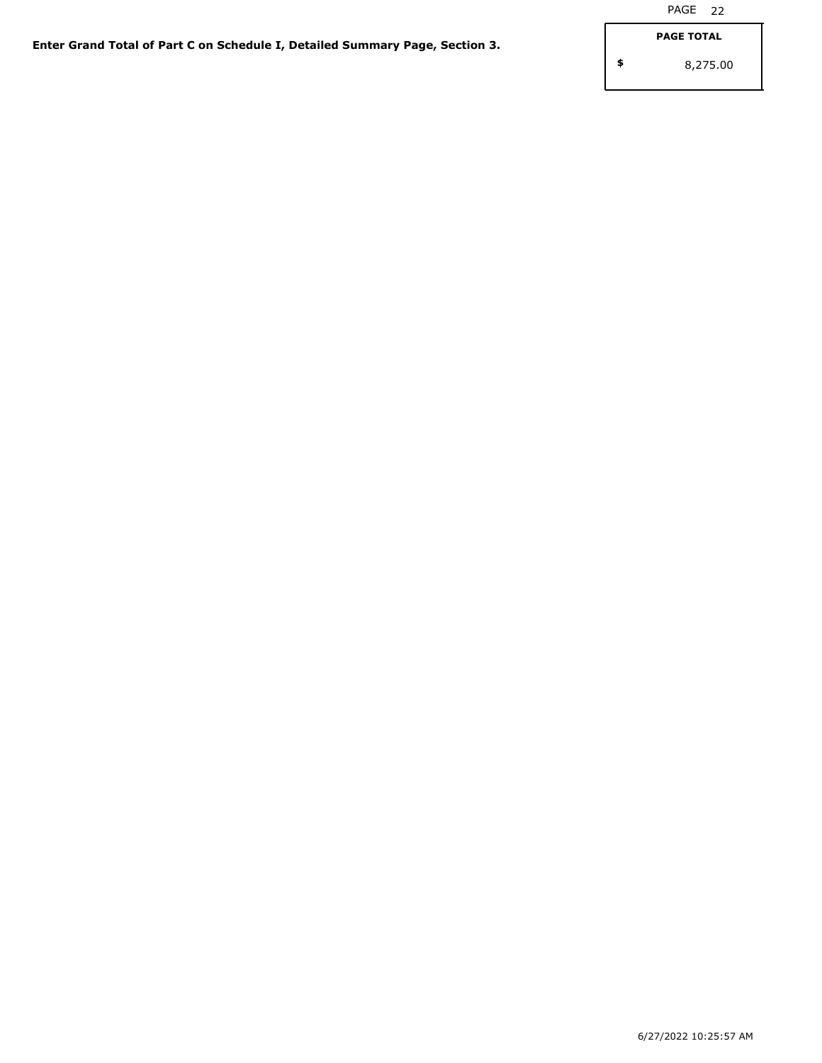**Enter Grand Total of Part C on Schedule I, Detailed Summary Page, Section 3.**

| PAGE TOTAL |
|---|
| $ 8,275.00 |

6/27/2022 10:25:57 AM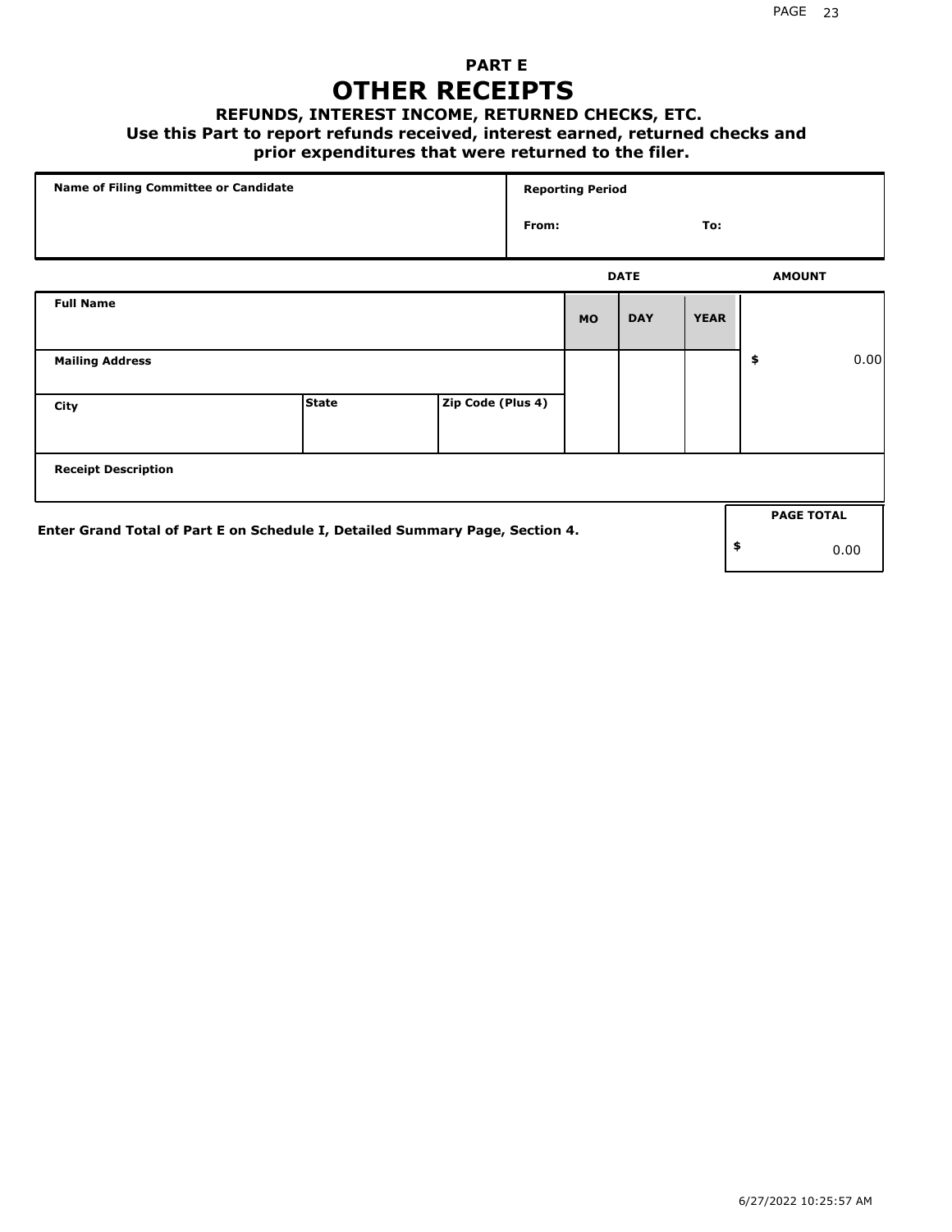# PART E
# OTHER RECEIPTS

### REFUNDS, INTEREST INCOME, RETURNED CHECKS, ETC.

### Use this Part to report refunds received, interest earned, returned checks and prior expenditures that were returned to the filer.

| Name of Filing Committee or Candidate | Reporting Period |
|---|---|
| | From: To: |

| | | | DATE | | | AMOUNT |
|---|---|---|---|---|---|---|
| **Full Name** | | | **MO** | **DAY** | **YEAR** | |
| **Mailing Address** | | | | | | $ 0.00 |
| **City** | **State** | **Zip Code (Plus 4)** | | | | |
| **Receipt Description** | | | | | | |

**Enter Grand Total of Part E on Schedule I, Detailed Summary Page, Section 4.**

| PAGE TOTAL |
|---|
| $ 0.00 |

6/27/2022 10:25:57 AM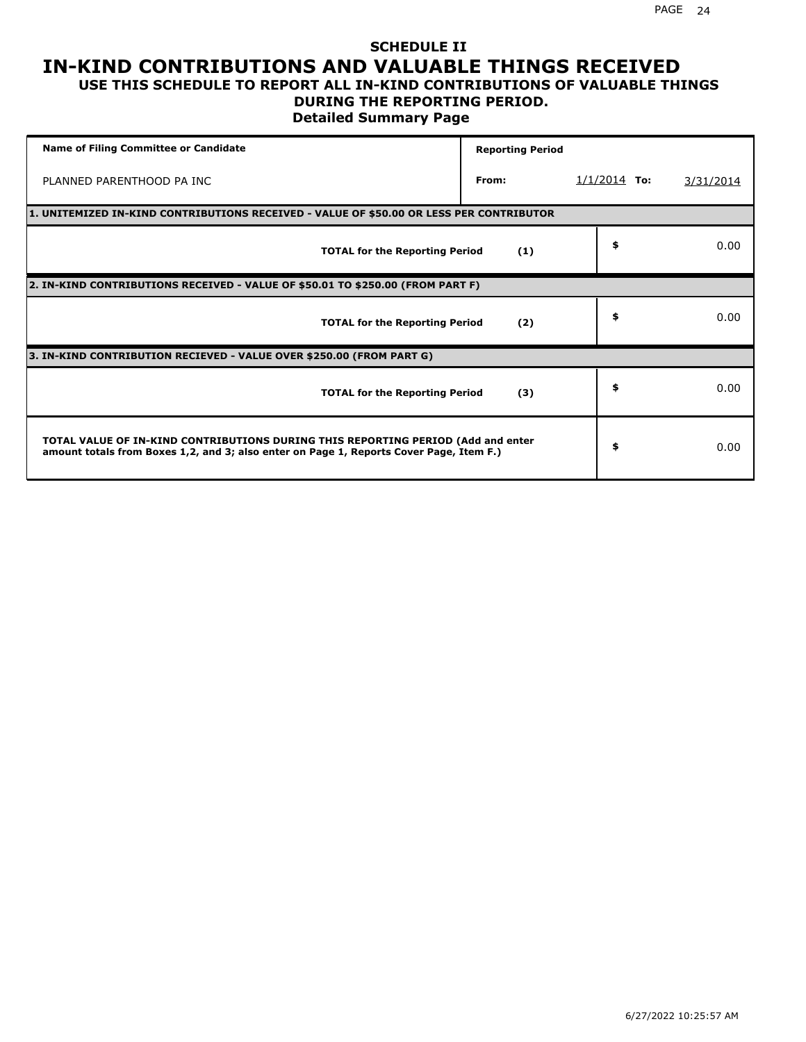# SCHEDULE II
# IN-KIND CONTRIBUTIONS AND VALUABLE THINGS RECEIVED
## USE THIS SCHEDULE TO REPORT ALL IN-KIND CONTRIBUTIONS OF VALUABLE THINGS DURING THE REPORTING PERIOD.
### Detailed Summary Page

| Name of Filing Committee or Candidate | Reporting Period | | | |
|---|---|---|---|---|
| PLANNED PARENTHOOD PA INC | From: | 1/1/2014 | To: | 3/31/2014 |

**1. UNITEMIZED IN-KIND CONTRIBUTIONS RECEIVED - VALUE OF $50.00 OR LESS PER CONTRIBUTOR**

| | | |
|---|---|---|
| **TOTAL for the Reporting Period** | **(1)** | $ 0.00 |

**2. IN-KIND CONTRIBUTIONS RECEIVED - VALUE OF $50.01 TO $250.00 (FROM PART F)**

| | | |
|---|---|---|
| **TOTAL for the Reporting Period** | **(2)** | $ 0.00 |

**3. IN-KIND CONTRIBUTION RECIEVED - VALUE OVER $250.00 (FROM PART G)**

| | | |
|---|---|---|
| **TOTAL for the Reporting Period** | **(3)** | $ 0.00 |

| | |
|---|---|
| **TOTAL VALUE OF IN-KIND CONTRIBUTIONS DURING THIS REPORTING PERIOD (Add and enter amount totals from Boxes 1,2, and 3; also enter on Page 1, Reports Cover Page, Item F.)** | $ 0.00 |

6/27/2022 10:25:57 AM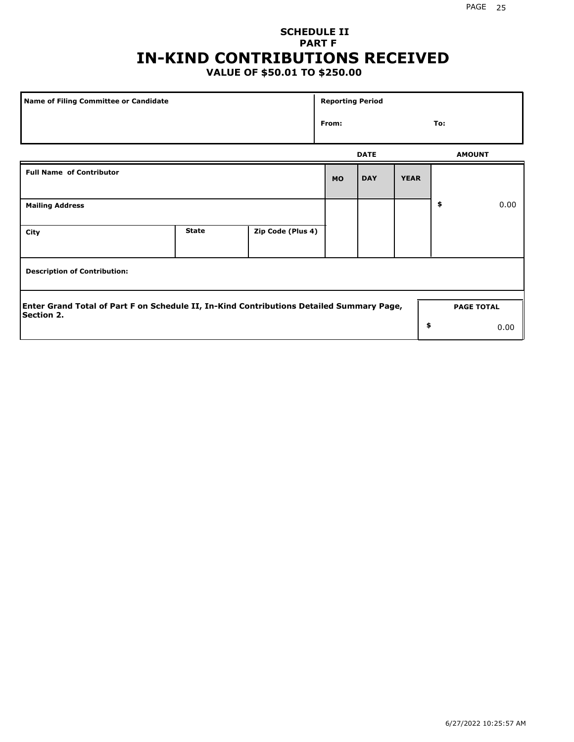# SCHEDULE II
## PART F
# IN-KIND CONTRIBUTIONS RECEIVED
### VALUE OF $50.01 TO $250.00

| Name of Filing Committee or Candidate | Reporting Period |
| --- | --- |
| | From: To: |

| Full Name of Contributor | | | DATE | | | AMOUNT |
| --- | --- | --- | --- | --- | --- | --- |
| | | | MO | DAY | YEAR | |
| Mailing Address | | | | | | $ 0.00 |
| City | State | Zip Code (Plus 4) | | | | |
| Description of Contribution: | | | | | | |

| Enter Grand Total of Part F on Schedule II, In-Kind Contributions Detailed Summary Page, Section 2. | PAGE TOTAL |
| --- | --- |
| | $ 0.00 |

6/27/2022 10:25:57 AM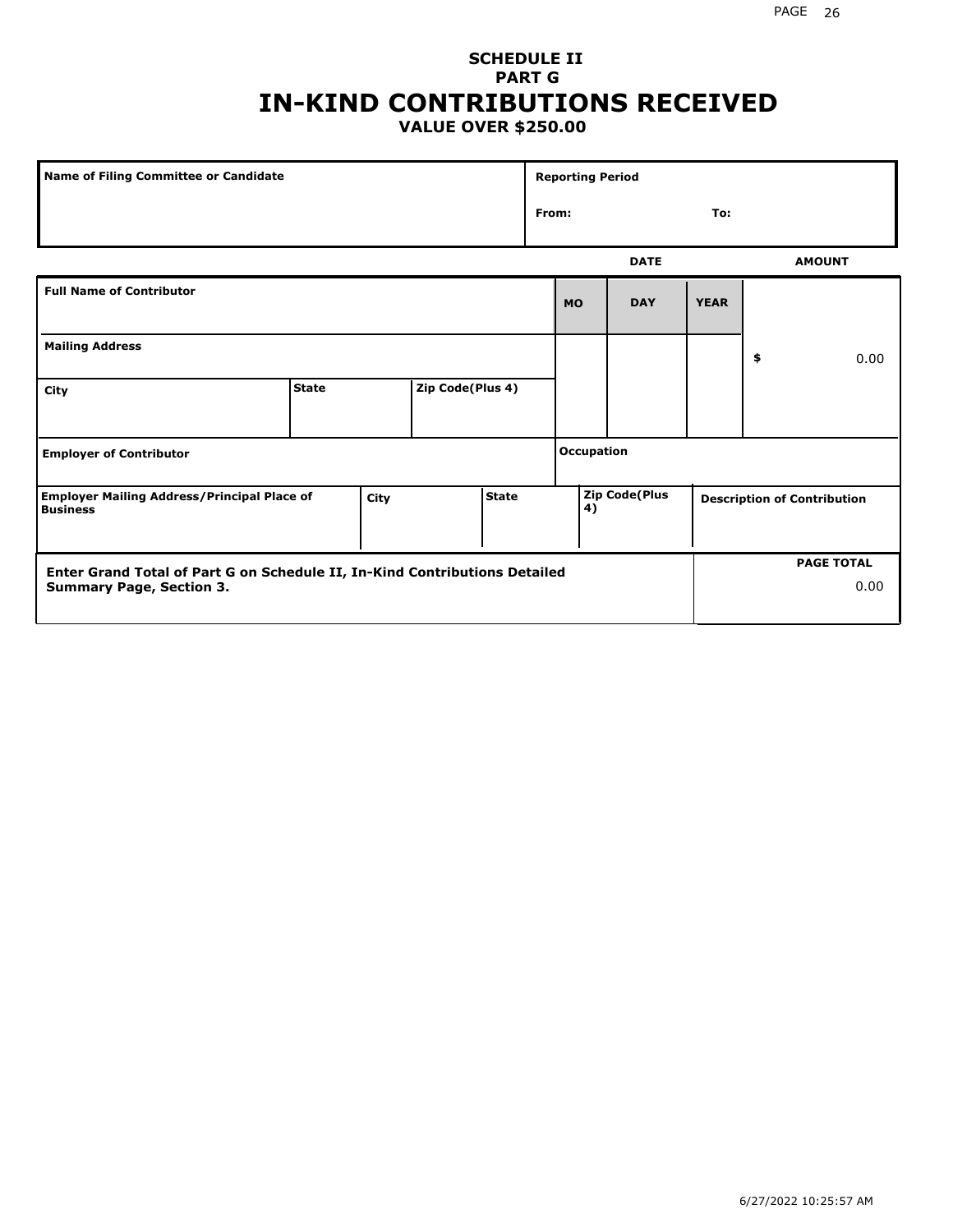# SCHEDULE II
## PART G
# IN-KIND CONTRIBUTIONS RECEIVED
### VALUE OVER $250.00

| Name of Filing Committee or Candidate | Reporting Period |
| --- | --- |
| | From: To: |

| Full Name of Contributor | | | DATE MO | DAY | YEAR | AMOUNT |
| --- | --- | --- | --- | --- | --- | --- |
| Mailing Address | | | | | | $ 0.00 |
| City | State | Zip Code(Plus 4) | | | | |
| Employer of Contributor | | | Occupation | | | |
| Employer Mailing Address/Principal Place of Business | City | State | Zip Code(Plus 4) | | | Description of Contribution |

| Enter Grand Total of Part G on Schedule II, In-Kind Contributions Detailed Summary Page, Section 3. | PAGE TOTAL 0.00 |
| --- | --- |

6/27/2022 10:25:57 AM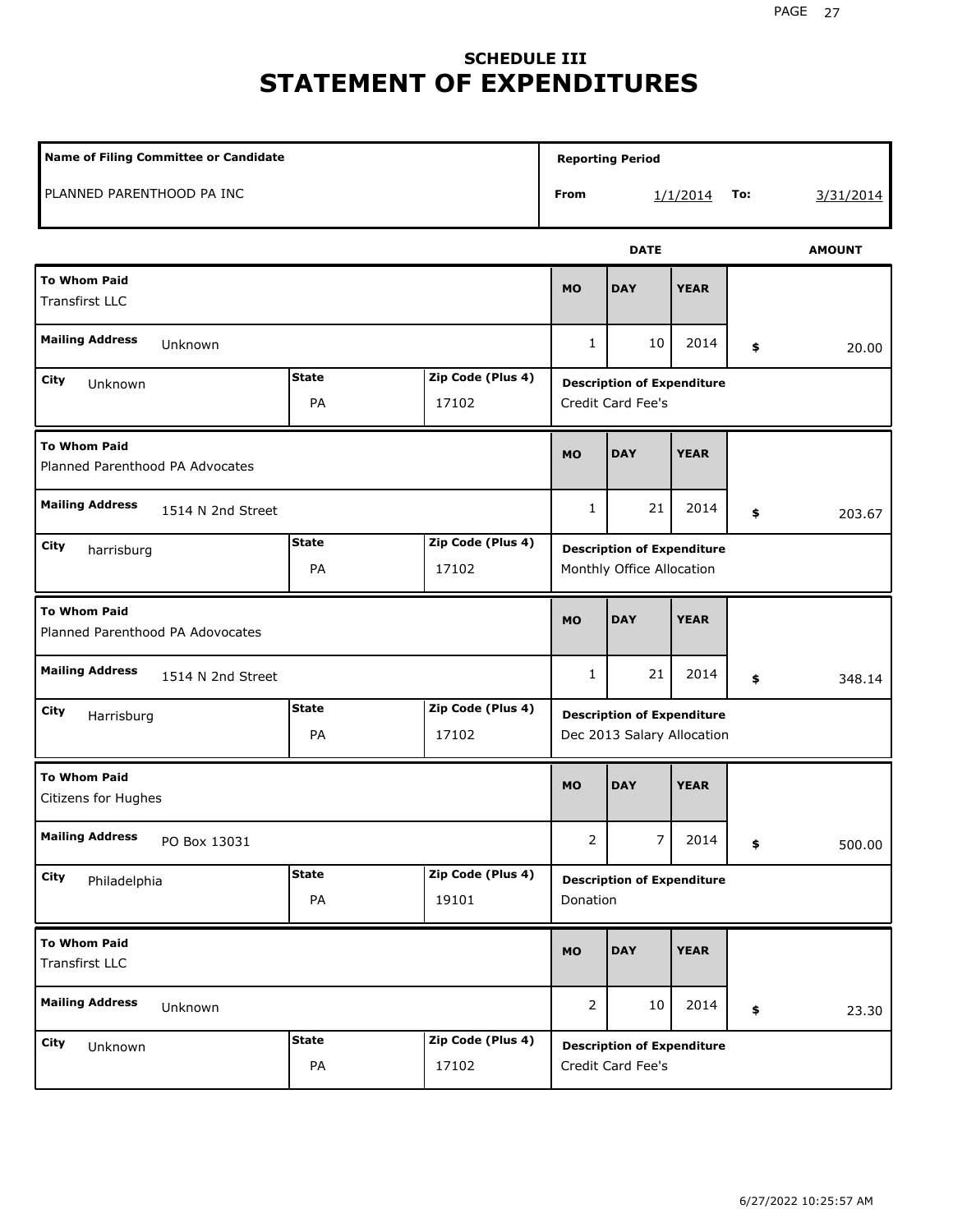## SCHEDULE III
# STATEMENT OF EXPENDITURES

| Name of Filing Committee or Candidate | Reporting Period | | | |
|---|---|---|---|---|
| PLANNED PARENTHOOD PA INC | From | 1/1/2014 | To: | 3/31/2014 |

| To Whom Paid | Mailing Address | City | State | Zip Code (Plus 4) | MO | DAY | YEAR | AMOUNT | Description of Expenditure |
|---|---|---|---|---|---|---|---|---|---|
| Transfirst LLC | Unknown | Unknown | PA | 17102 | 1 | 10 | 2014 | $ 20.00 | Credit Card Fee's |
| Planned Parenthood PA Advocates | 1514 N 2nd Street | harrisburg | PA | 17102 | 1 | 21 | 2014 | $ 203.67 | Monthly Office Allocation |
| Planned Parenthood PA Adovocates | 1514 N 2nd Street | Harrisburg | PA | 17102 | 1 | 21 | 2014 | $ 348.14 | Dec 2013 Salary Allocation |
| Citizens for Hughes | PO Box 13031 | Philadelphia | PA | 19101 | 2 | 7 | 2014 | $ 500.00 | Donation |
| Transfirst LLC | Unknown | Unknown | PA | 17102 | 2 | 10 | 2014 | $ 23.30 | Credit Card Fee's |

6/27/2022 10:25:57 AM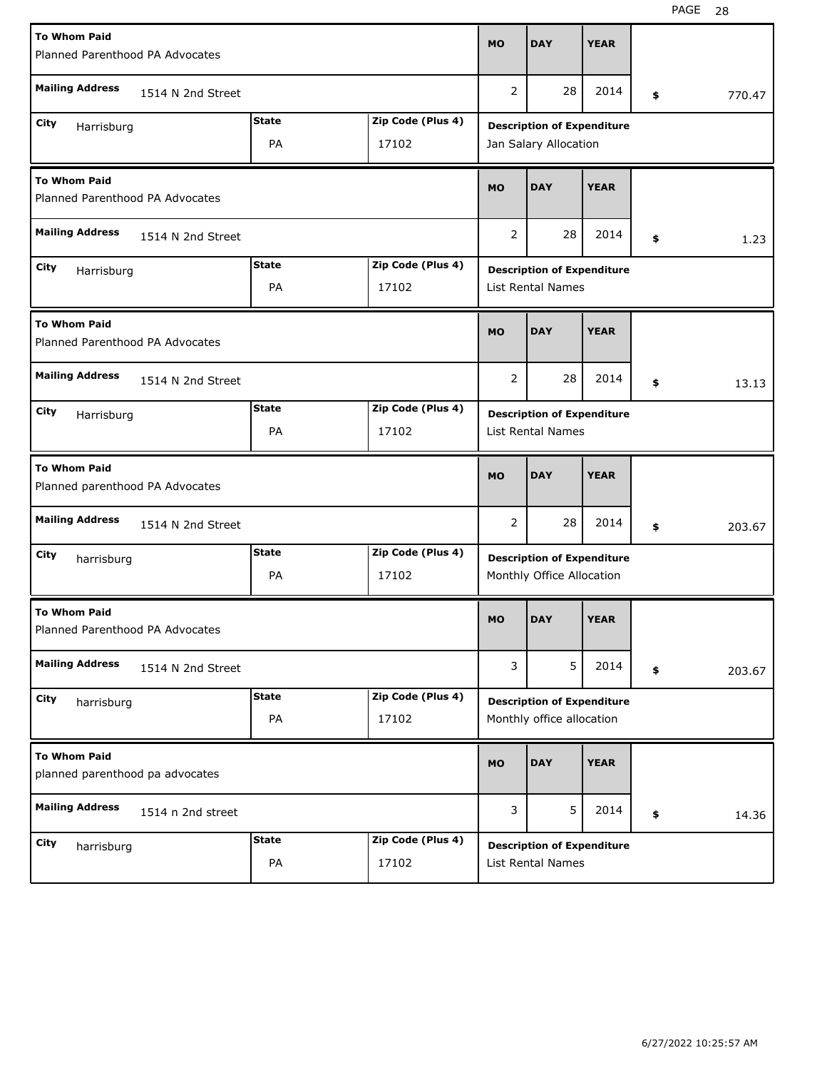| To Whom Paid | Mailing Address | City | State | Zip Code (Plus 4) | MO | DAY | YEAR | $ | Description of Expenditure |
|---|---|---|---|---|---|---|---|---|---|
| Planned Parenthood PA Advocates | 1514 N 2nd Street | Harrisburg | PA | 17102 | 2 | 28 | 2014 | 770.47 | Jan Salary Allocation |
| Planned Parenthood PA Advocates | 1514 N 2nd Street | Harrisburg | PA | 17102 | 2 | 28 | 2014 | 1.23 | List Rental Names |
| Planned Parenthood PA Advocates | 1514 N 2nd Street | Harrisburg | PA | 17102 | 2 | 28 | 2014 | 13.13 | List Rental Names |
| Planned parenthood PA Advocates | 1514 N 2nd Street | harrisburg | PA | 17102 | 2 | 28 | 2014 | 203.67 | Monthly Office Allocation |
| Planned Parenthood PA Advocates | 1514 N 2nd Street | harrisburg | PA | 17102 | 3 | 5 | 2014 | 203.67 | Monthly office allocation |
| planned parenthood pa advocates | 1514 n 2nd street | harrisburg | PA | 17102 | 3 | 5 | 2014 | 14.36 | List Rental Names |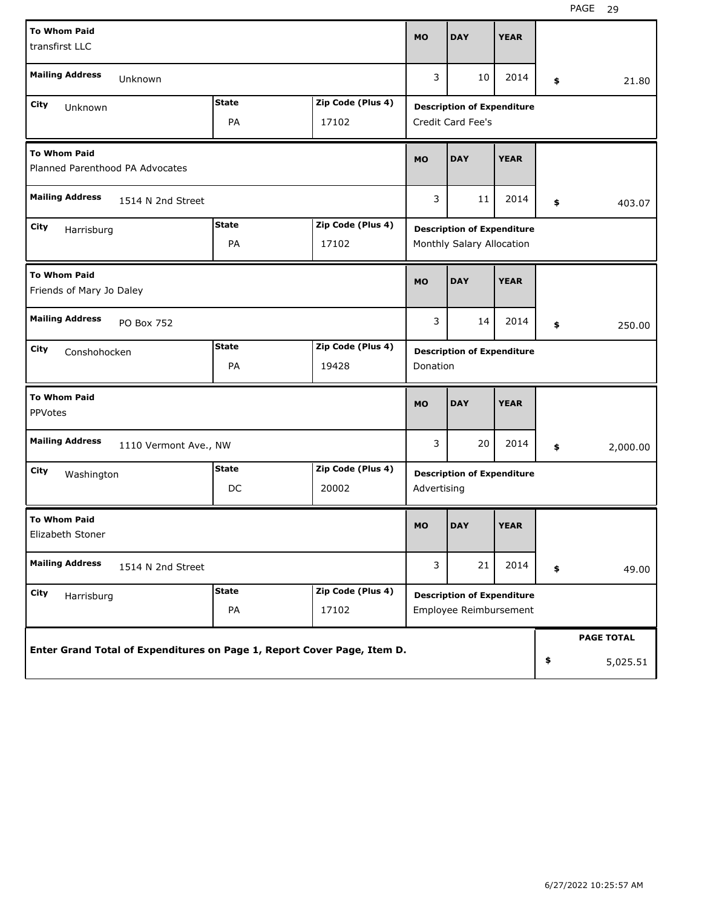| To Whom Paid | | | MO | DAY | YEAR | |
|---|---|---|---|---|---|---|
| transfirst LLC | | | | | | |
| **Mailing Address** Unknown | | | 3 | 10 | 2014 | $ 21.80 |
| **City** Unknown | **State** PA | **Zip Code (Plus 4)** 17102 | **Description of Expenditure** Credit Card Fee's | | | |

| To Whom Paid | | | MO | DAY | YEAR | |
|---|---|---|---|---|---|---|
| Planned Parenthood PA Advocates | | | | | | |
| **Mailing Address** 1514 N 2nd Street | | | 3 | 11 | 2014 | $ 403.07 |
| **City** Harrisburg | **State** PA | **Zip Code (Plus 4)** 17102 | **Description of Expenditure** Monthly Salary Allocation | | | |

| To Whom Paid | | | MO | DAY | YEAR | |
|---|---|---|---|---|---|---|
| Friends of Mary Jo Daley | | | | | | |
| **Mailing Address** PO Box 752 | | | 3 | 14 | 2014 | $ 250.00 |
| **City** Conshohocken | **State** PA | **Zip Code (Plus 4)** 19428 | **Description of Expenditure** Donation | | | |

| To Whom Paid | | | MO | DAY | YEAR | |
|---|---|---|---|---|---|---|
| PPVotes | | | | | | |
| **Mailing Address** 1110 Vermont Ave., NW | | | 3 | 20 | 2014 | $ 2,000.00 |
| **City** Washington | **State** DC | **Zip Code (Plus 4)** 20002 | **Description of Expenditure** Advertising | | | |

| To Whom Paid | | | MO | DAY | YEAR | |
|---|---|---|---|---|---|---|
| Elizabeth Stoner | | | | | | |
| **Mailing Address** 1514 N 2nd Street | | | 3 | 21 | 2014 | $ 49.00 |
| **City** Harrisburg | **State** PA | **Zip Code (Plus 4)** 17102 | **Description of Expenditure** Employee Reimbursement | | | |

**Enter Grand Total of Expenditures on Page 1, Report Cover Page, Item D.**

**PAGE TOTAL** $ 5,025.51

6/27/2022 10:25:57 AM